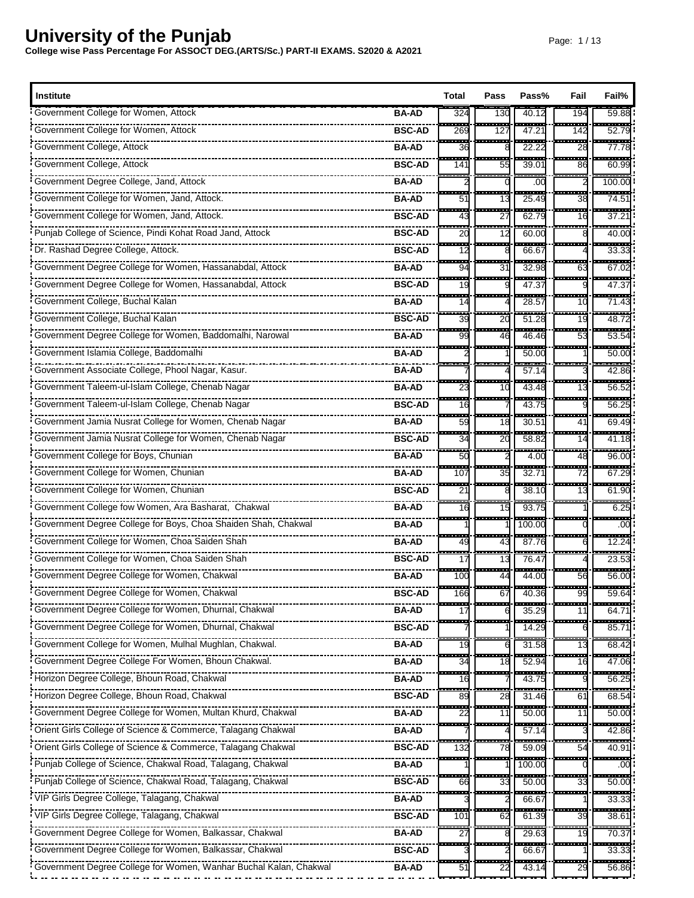# University of the Punjab

**College wise Pass Percentage For ASSOCT DEG.(ARTS/Sc.) PART-II EXAMS. S2020 & A2021**

| Institute | | Total | Pass | Pass% | Fail | Fail% |
|---|---|---|---|---|---|---|
| Government College for Women, Attock | BA-AD | 324 | 130 | 40.12 | 194 | 59.88 |
| Government College for Women, Attock | BSC-AD | 269 | 127 | 47.21 | 142 | 52.79 |
| Government College, Attock | BA-AD | 36 | 8 | 22.22 | 28 | 77.78 |
| Government College, Attock | BSC-AD | 141 | 55 | 39.01 | 86 | 60.99 |
| Government Degree College, Jand, Attock | BA-AD | 2 | 0 | .00 | 2 | 100.00 |
| Government College for Women, Jand, Attock. | BA-AD | 51 | 13 | 25.49 | 38 | 74.51 |
| Government College for Women, Jand, Attock. | BSC-AD | 43 | 27 | 62.79 | 16 | 37.21 |
| Punjab College of Science, Pindi Kohat Road Jand, Attock | BSC-AD | 20 | 12 | 60.00 | 8 | 40.00 |
| Dr. Rashad Degree College, Attock. | BSC-AD | 12 | 8 | 66.67 | 4 | 33.33 |
| Government Degree College for Women, Hassanabdal, Attock | BA-AD | 94 | 31 | 32.98 | 63 | 67.02 |
| Government Degree College for Women, Hassanabdal, Attock | BSC-AD | 19 | 9 | 47.37 | 9 | 47.37 |
| Government College, Buchal Kalan | BA-AD | 14 | 4 | 28.57 | 10 | 71.43 |
| Government College, Buchal Kalan | BSC-AD | 39 | 20 | 51.28 | 19 | 48.72 |
| Government Degree College for Women, Baddomalhi, Narowal | BA-AD | 99 | 46 | 46.46 | 53 | 53.54 |
| Government Islamia College, Baddomalhi | BA-AD | 2 | 1 | 50.00 | 1 | 50.00 |
| Government Associate College, Phool Nagar, Kasur. | BA-AD | 7 | 4 | 57.14 | 3 | 42.86 |
| Government Taleem-ul-Islam College, Chenab Nagar | BA-AD | 23 | 10 | 43.48 | 13 | 56.52 |
| Government Taleem-ul-Islam College, Chenab Nagar | BSC-AD | 16 | 7 | 43.75 | 9 | 56.25 |
| Government Jamia Nusrat College for Women, Chenab Nagar | BA-AD | 59 | 18 | 30.51 | 41 | 69.49 |
| Government Jamia Nusrat College for Women, Chenab Nagar | BSC-AD | 34 | 20 | 58.82 | 14 | 41.18 |
| Government College for Boys, Chunian | BA-AD | 50 | 2 | 4.00 | 48 | 96.00 |
| Government College for Women, Chunian | BA-AD | 107 | 35 | 32.71 | 72 | 67.29 |
| Government College for Women, Chunian | BSC-AD | 21 | 8 | 38.10 | 13 | 61.90 |
| Government College fow Women, Ara Basharat, Chakwal | BA-AD | 16 | 15 | 93.75 | 1 | 6.25 |
| Government Degree College for Boys, Choa Shaiden Shah, Chakwal | BA-AD | 1 | 1 | 100.00 | 0 | .00 |
| Government College for Women, Choa Saiden Shah | BA-AD | 49 | 43 | 87.76 | 6 | 12.24 |
| Government College for Women, Choa Saiden Shah | BSC-AD | 17 | 13 | 76.47 | 4 | 23.53 |
| Government Degree College for Women, Chakwal | BA-AD | 100 | 44 | 44.00 | 56 | 56.00 |
| Government Degree College for Women, Chakwal | BSC-AD | 166 | 67 | 40.36 | 99 | 59.64 |
| Government Degree College for Women, Dhurnal, Chakwal | BA-AD | 17 | 6 | 35.29 | 11 | 64.71 |
| Government Degree College for Women, Dhurnal, Chakwal | BSC-AD | 7 | 1 | 14.29 | 6 | 85.71 |
| Government College for Women, Mulhal Mughlan, Chakwal. | BA-AD | 19 | 6 | 31.58 | 13 | 68.42 |
| Government Degree College For Women, Bhoun Chakwal. | BA-AD | 34 | 18 | 52.94 | 16 | 47.06 |
| Horizon Degree College, Bhoun Road, Chakwal | BA-AD | 16 | 7 | 43.75 | 9 | 56.25 |
| Horizon Degree College, Bhoun Road, Chakwal | BSC-AD | 89 | 28 | 31.46 | 61 | 68.54 |
| Government Degree College for Women, Multan Khurd, Chakwal | BA-AD | 22 | 11 | 50.00 | 11 | 50.00 |
| Orient Girls College of Science & Commerce, Talagang Chakwal | BA-AD | 7 | 4 | 57.14 | 3 | 42.86 |
| Orient Girls College of Science & Commerce, Talagang Chakwal | BSC-AD | 132 | 78 | 59.09 | 54 | 40.91 |
| Punjab College of Science, Chakwal Road, Talagang, Chakwal | BA-AD | 1 | 1 | 100.00 | 0 | .00 |
| Punjab College of Science, Chakwal Road, Talagang, Chakwal | BSC-AD | 66 | 33 | 50.00 | 33 | 50.00 |
| VIP Girls Degree College, Talagang, Chakwal | BA-AD | 3 | 2 | 66.67 | 1 | 33.33 |
| VIP Girls Degree College, Talagang, Chakwal | BSC-AD | 101 | 62 | 61.39 | 39 | 38.61 |
| Government Degree College for Women, Balkassar, Chakwal | BA-AD | 27 | 8 | 29.63 | 19 | 70.37 |
| Government Degree College for Women, Balkassar, Chakwal | BSC-AD | 3 | 2 | 66.67 | 1 | 33.33 |
| Government Degree College for Women, Wanhar Buchal Kalan, Chakwal | BA-AD | 51 | 22 | 43.14 | 29 | 56.86 |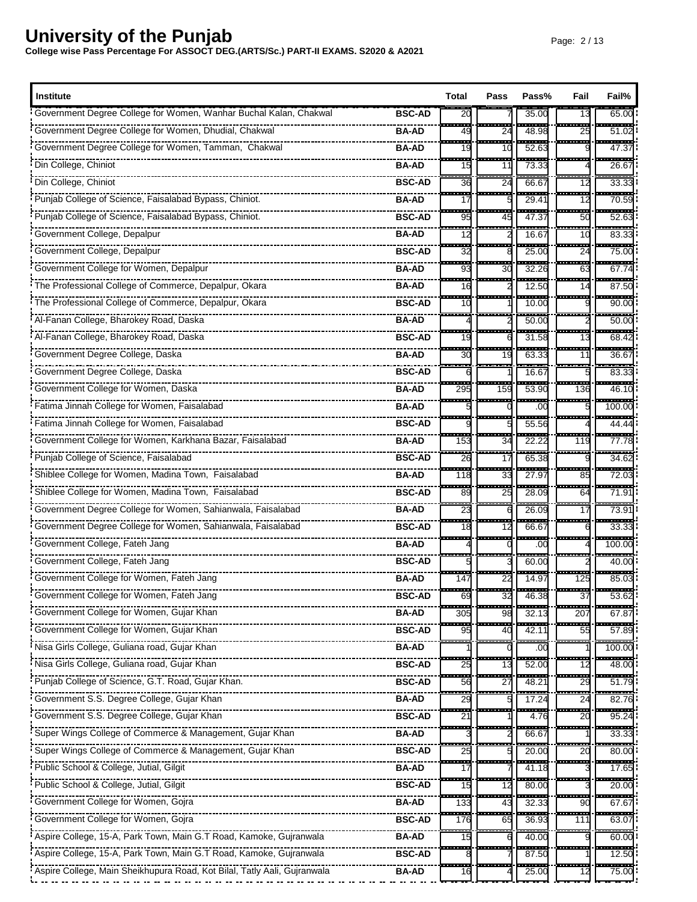# University of the Punjab

**College wise Pass Percentage For ASSOCT DEG.(ARTS/Sc.) PART-II EXAMS. S2020 & A2021**

| Institute | | Total | Pass | Pass% | Fail | Fail% |
|---|---|---|---|---|---|---|
| Government Degree College for Women, Wanhar Buchal Kalan, Chakwal | BSC-AD | 20 | 7 | 35.00 | 13 | 65.00 |
| Government Degree College for Women, Dhudial, Chakwal | BA-AD | 49 | 24 | 48.98 | 25 | 51.02 |
| Government Degree College for Women, Tamman, Chakwal | BA-AD | 19 | 10 | 52.63 | 9 | 47.37 |
| Din College, Chiniot | BA-AD | 15 | 11 | 73.33 | 4 | 26.67 |
| Din College, Chiniot | BSC-AD | 36 | 24 | 66.67 | 12 | 33.33 |
| Punjab College of Science, Faisalabad Bypass, Chiniot. | BA-AD | 17 | 5 | 29.41 | 12 | 70.59 |
| Punjab College of Science, Faisalabad Bypass, Chiniot. | BSC-AD | 95 | 45 | 47.37 | 50 | 52.63 |
| Government College, Depalpur | BA-AD | 12 | 2 | 16.67 | 10 | 83.33 |
| Government College, Depalpur | BSC-AD | 32 | 8 | 25.00 | 24 | 75.00 |
| Government College for Women, Depalpur | BA-AD | 93 | 30 | 32.26 | 63 | 67.74 |
| The Professional College of Commerce, Depalpur, Okara | BA-AD | 16 | 2 | 12.50 | 14 | 87.50 |
| The Professional College of Commerce, Depalpur, Okara | BSC-AD | 10 | 1 | 10.00 | 9 | 90.00 |
| Al-Fanan College, Bharokey Road, Daska | BA-AD | 4 | 2 | 50.00 | 2 | 50.00 |
| Al-Fanan College, Bharokey Road, Daska | BSC-AD | 19 | 6 | 31.58 | 13 | 68.42 |
| Government Degree College, Daska | BA-AD | 30 | 19 | 63.33 | 11 | 36.67 |
| Government Degree College, Daska | BSC-AD | 6 | 1 | 16.67 | 5 | 83.33 |
| Government College for Women, Daska | BA-AD | 295 | 159 | 53.90 | 136 | 46.10 |
| Fatima Jinnah College for Women, Faisalabad | BA-AD | 5 | 0 | .00 | 5 | 100.00 |
| Fatima Jinnah College for Women, Faisalabad | BSC-AD | 9 | 5 | 55.56 | 4 | 44.44 |
| Government College for Women, Karkhana Bazar, Faisalabad | BA-AD | 153 | 34 | 22.22 | 119 | 77.78 |
| Punjab College of Science, Faisalabad | BSC-AD | 26 | 17 | 65.38 | 9 | 34.62 |
| Shiblee College for Women, Madina Town, Faisalabad | BA-AD | 118 | 33 | 27.97 | 85 | 72.03 |
| Shiblee College for Women, Madina Town, Faisalabad | BSC-AD | 89 | 25 | 28.09 | 64 | 71.91 |
| Government Degree College for Women, Sahianwala, Faisalabad | BA-AD | 23 | 6 | 26.09 | 17 | 73.91 |
| Government Degree College for Women, Sahianwala, Faisalabad | BSC-AD | 18 | 12 | 66.67 | 6 | 33.33 |
| Government College, Fateh Jang | BA-AD | 4 | 0 | .00 | 4 | 100.00 |
| Government College, Fateh Jang | BSC-AD | 5 | 3 | 60.00 | 2 | 40.00 |
| Government College for Women, Fateh Jang | BA-AD | 147 | 22 | 14.97 | 125 | 85.03 |
| Government College for Women, Fateh Jang | BSC-AD | 69 | 32 | 46.38 | 37 | 53.62 |
| Government College for Women, Gujar Khan | BA-AD | 305 | 98 | 32.13 | 207 | 67.87 |
| Government College for Women, Gujar Khan | BSC-AD | 95 | 40 | 42.11 | 55 | 57.89 |
| Nisa Girls College, Guliana road, Gujar Khan | BA-AD | 1 | 0 | .00 | 1 | 100.00 |
| Nisa Girls College, Guliana road, Gujar Khan | BSC-AD | 25 | 13 | 52.00 | 12 | 48.00 |
| Punjab College of Science, G.T. Road, Gujar Khan. | BSC-AD | 56 | 27 | 48.21 | 29 | 51.79 |
| Government S.S. Degree College, Gujar Khan | BA-AD | 29 | 5 | 17.24 | 24 | 82.76 |
| Government S.S. Degree College, Gujar Khan | BSC-AD | 21 | 1 | 4.76 | 20 | 95.24 |
| Super Wings College of Commerce & Management, Gujar Khan | BA-AD | 3 | 2 | 66.67 | 1 | 33.33 |
| Super Wings College of Commerce & Management, Gujar Khan | BSC-AD | 25 | 5 | 20.00 | 20 | 80.00 |
| Public School & College, Jutial, Gilgit | BA-AD | 17 | 7 | 41.18 | 3 | 17.65 |
| Public School & College, Jutial, Gilgit | BSC-AD | 15 | 12 | 80.00 | 3 | 20.00 |
| Government College for Women, Gojra | BA-AD | 133 | 43 | 32.33 | 90 | 67.67 |
| Government College for Women, Gojra | BSC-AD | 176 | 65 | 36.93 | 111 | 63.07 |
| Aspire College, 15-A, Park Town, Main G.T Road, Kamoke, Gujranwala | BA-AD | 15 | 6 | 40.00 | 9 | 60.00 |
| Aspire College, 15-A, Park Town, Main G.T Road, Kamoke, Gujranwala | BSC-AD | 8 | 7 | 87.50 | 1 | 12.50 |
| Aspire College, Main Sheikhupura Road, Kot Bilal, Tatly Aali, Gujranwala | BA-AD | 16 | 4 | 25.00 | 12 | 75.00 |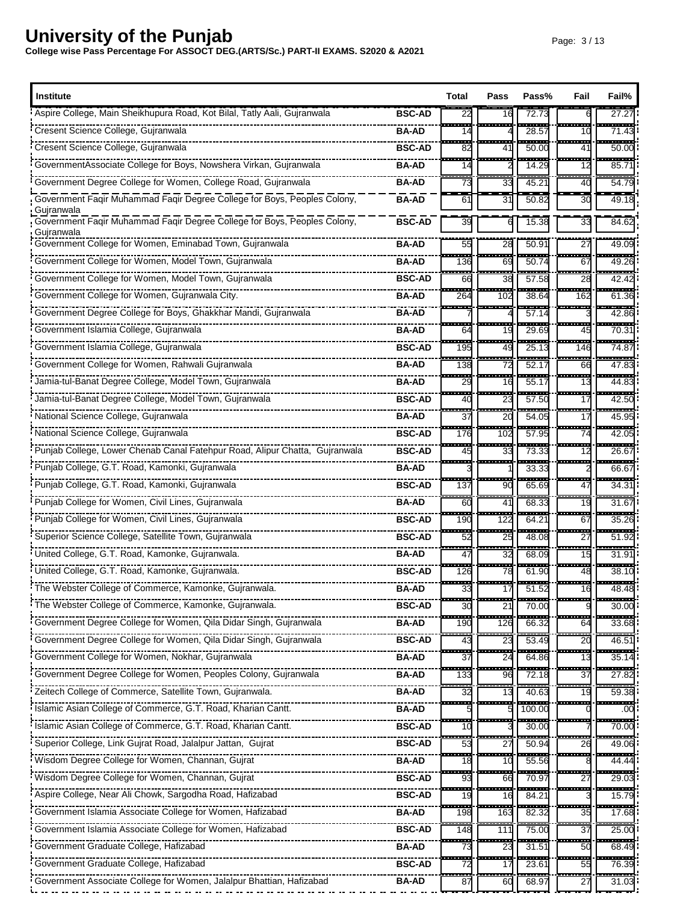# University of the Punjab

**College wise Pass Percentage For ASSOCT DEG.(ARTS/Sc.) PART-II EXAMS. S2020 & A2021**

| Institute | | Total | Pass | Pass% | Fail | Fail% |
|---|---|---|---|---|---|---|
| Aspire College, Main Sheikhupura Road, Kot Bilal, Tatly Aali, Gujranwala | BSC-AD | 22 | 16 | 72.73 | 6 | 27.27 |
| Cresent Science College, Gujranwala | BA-AD | 14 | 4 | 28.57 | 10 | 71.43 |
| Cresent Science College, Gujranwala | BSC-AD | 82 | 41 | 50.00 | 41 | 50.00 |
| GovernmentAssociate College for Boys, Nowshera Virkan, Gujranwala | BA-AD | 14 | 2 | 14.29 | 12 | 85.71 |
| Government Degree College for Women, College Road, Gujranwala | BA-AD | 73 | 33 | 45.21 | 40 | 54.79 |
| Government Faqir Muhammad Faqir Degree College for Boys, Peoples Colony, Gujranwala | BA-AD | 61 | 31 | 50.82 | 30 | 49.18 |
| Government Faqir Muhammad Faqir Degree College for Boys, Peoples Colony, Gujranwala | BSC-AD | 39 | 6 | 15.38 | 33 | 84.62 |
| Government College for Women, Eminabad Town, Gujranwala | BA-AD | 55 | 28 | 50.91 | 27 | 49.09 |
| Government College for Women, Model Town, Gujranwala | BA-AD | 136 | 69 | 50.74 | 67 | 49.26 |
| Government College for Women, Model Town, Gujranwala | BSC-AD | 66 | 38 | 57.58 | 28 | 42.42 |
| Government College for Women, Gujranwala City. | BA-AD | 264 | 102 | 38.64 | 162 | 61.36 |
| Government Degree College for Boys, Ghakkhar Mandi, Gujranwala | BA-AD | 7 | 4 | 57.14 | 3 | 42.86 |
| Government Islamia College, Gujranwala | BA-AD | 64 | 19 | 29.69 | 45 | 70.31 |
| Government Islamia College, Gujranwala | BSC-AD | 195 | 49 | 25.13 | 146 | 74.87 |
| Government College for Women, Rahwali Gujranwala | BA-AD | 138 | 72 | 52.17 | 66 | 47.83 |
| Jamia-tul-Banat Degree College, Model Town, Gujranwala | BA-AD | 29 | 16 | 55.17 | 13 | 44.83 |
| Jamia-tul-Banat Degree College, Model Town, Gujranwala | BSC-AD | 40 | 23 | 57.50 | 17 | 42.50 |
| National Science College, Gujranwala | BA-AD | 37 | 20 | 54.05 | 17 | 45.95 |
| National Science College, Gujranwala | BSC-AD | 176 | 102 | 57.95 | 74 | 42.05 |
| Punjab College, Lower Chenab Canal Fatehpur Road, Alipur Chatta, Gujranwala | BSC-AD | 45 | 33 | 73.33 | 12 | 26.67 |
| Punjab College, G.T. Road, Kamonki, Gujranwala | BA-AD | 3 | 1 | 33.33 | 2 | 66.67 |
| Punjab College, G.T. Road, Kamonki, Gujranwala | BSC-AD | 137 | 90 | 65.69 | 47 | 34.31 |
| Punjab College for Women, Civil Lines, Gujranwala | BA-AD | 60 | 41 | 68.33 | 19 | 31.67 |
| Punjab College for Women, Civil Lines, Gujranwala | BSC-AD | 190 | 122 | 64.21 | 67 | 35.26 |
| Superior Science College, Satellite Town, Gujranwala | BSC-AD | 52 | 25 | 48.08 | 27 | 51.92 |
| United College, G.T. Road, Kamonke, Gujranwala. | BA-AD | 47 | 32 | 68.09 | 15 | 31.91 |
| United College, G.T. Road, Kamonke, Gujranwala. | BSC-AD | 126 | 78 | 61.90 | 48 | 38.10 |
| The Webster College of Commerce, Kamonke, Gujranwala. | BA-AD | 33 | 17 | 51.52 | 16 | 48.48 |
| The Webster College of Commerce, Kamonke, Gujranwala. | BSC-AD | 30 | 21 | 70.00 | 9 | 30.00 |
| Government Degree College for Women, Qila Didar Singh, Gujranwala | BA-AD | 190 | 126 | 66.32 | 64 | 33.68 |
| Government Degree College for Women, Qila Didar Singh, Gujranwala | BSC-AD | 43 | 23 | 53.49 | 20 | 46.51 |
| Government College for Women, Nokhar, Gujranwala | BA-AD | 37 | 24 | 64.86 | 13 | 35.14 |
| Government Degree College for Women, Peoples Colony, Gujranwala | BA-AD | 133 | 96 | 72.18 | 37 | 27.82 |
| Zeitech College of Commerce, Satellite Town, Gujranwala. | BA-AD | 32 | 13 | 40.63 | 19 | 59.38 |
| Islamic Asian College of Commerce, G.T. Road, Kharian Cantt. | BA-AD | 5 | 5 | 100.00 | 0 | .00 |
| Islamic Asian College of Commerce, G.T. Road, Kharian Cantt. | BSC-AD | 10 | 3 | 30.00 | 7 | 70.00 |
| Superior College, Link Gujrat Road, Jalalpur Jattan, Gujrat | BSC-AD | 53 | 27 | 50.94 | 26 | 49.06 |
| Wisdom Degree College for Women, Channan, Gujrat | BA-AD | 18 | 10 | 55.56 | 8 | 44.44 |
| Wisdom Degree College for Women, Channan, Gujrat | BSC-AD | 93 | 66 | 70.97 | 27 | 29.03 |
| Aspire College, Near Ali Chowk, Sargodha Road, Hafizabad | BSC-AD | 19 | 16 | 84.21 | 3 | 15.79 |
| Government Islamia Associate College for Women, Hafizabad | BA-AD | 198 | 163 | 82.32 | 35 | 17.68 |
| Government Islamia Associate College for Women, Hafizabad | BSC-AD | 148 | 111 | 75.00 | 37 | 25.00 |
| Government Graduate College, Hafizabad | BA-AD | 73 | 23 | 31.51 | 50 | 68.49 |
| Government Graduate College, Hafizabad | BSC-AD | 72 | 17 | 23.61 | 55 | 76.39 |
| Government Associate College for Women, Jalalpur Bhattian, Hafizabad | BA-AD | 87 | 60 | 68.97 | 27 | 31.03 |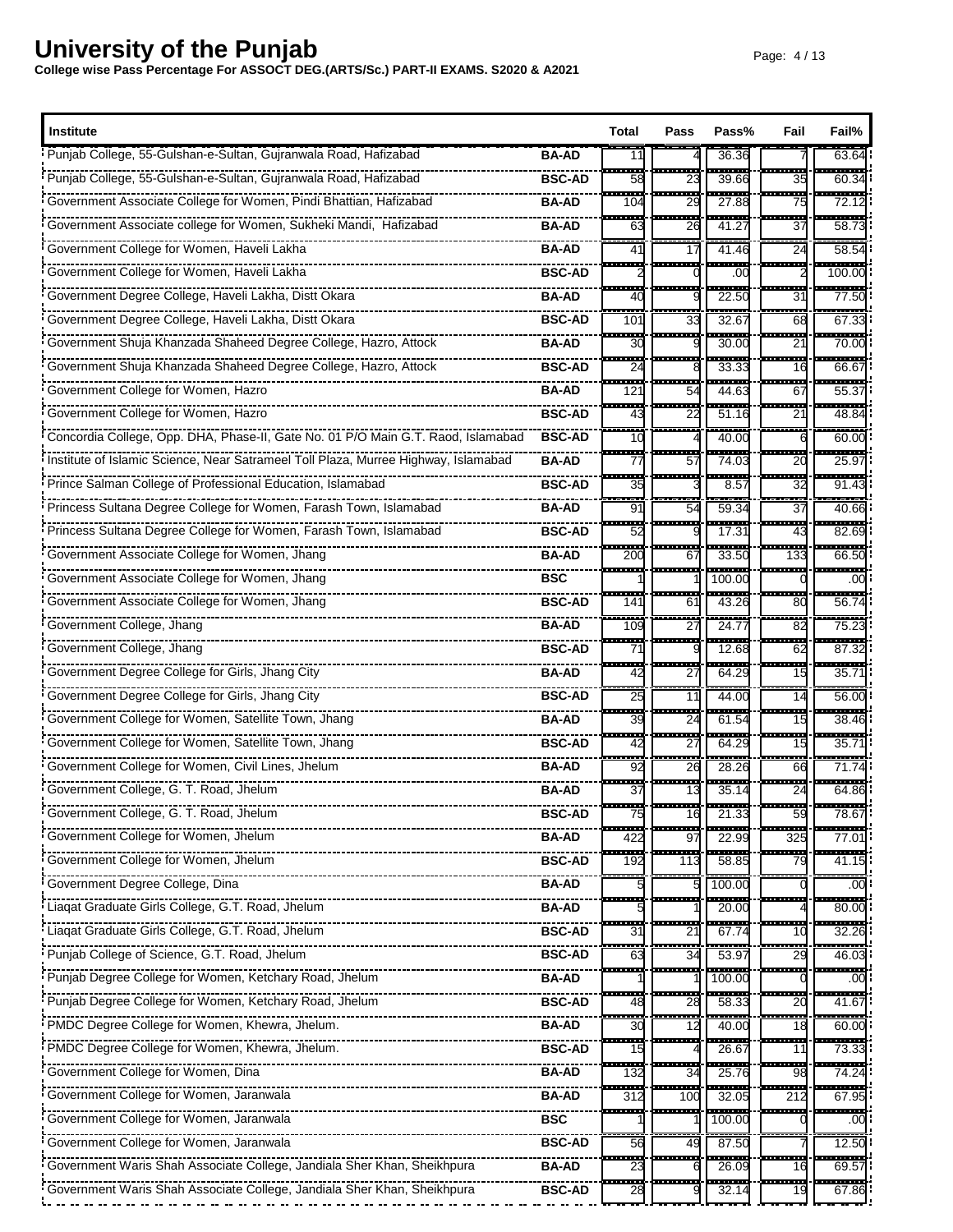# University of the Punjab

**College wise Pass Percentage For ASSOCT DEG.(ARTS/Sc.) PART-II EXAMS. S2020 & A2021**

| Institute | | Total | Pass | Pass% | Fail | Fail% |
|---|---|---|---|---|---|---|
| Punjab College, 55-Gulshan-e-Sultan, Gujranwala Road, Hafizabad | BA-AD | 11 | 4 | 36.36 | 7 | 63.64 |
| Punjab College, 55-Gulshan-e-Sultan, Gujranwala Road, Hafizabad | BSC-AD | 58 | 23 | 39.66 | 35 | 60.34 |
| Government Associate College for Women, Pindi Bhattian, Hafizabad | BA-AD | 104 | 29 | 27.88 | 75 | 72.12 |
| Government Associate college for Women, Sukheki Mandi, Hafizabad | BA-AD | 63 | 26 | 41.27 | 37 | 58.73 |
| Government College for Women, Haveli Lakha | BA-AD | 41 | 17 | 41.46 | 24 | 58.54 |
| Government College for Women, Haveli Lakha | BSC-AD | 2 | 0 | .00 | 2 | 100.00 |
| Government Degree College, Haveli Lakha, Distt Okara | BA-AD | 40 | 9 | 22.50 | 31 | 77.50 |
| Government Degree College, Haveli Lakha, Distt Okara | BSC-AD | 101 | 33 | 32.67 | 68 | 67.33 |
| Government Shuja Khanzada Shaheed Degree College, Hazro, Attock | BA-AD | 30 | 9 | 30.00 | 21 | 70.00 |
| Government Shuja Khanzada Shaheed Degree College, Hazro, Attock | BSC-AD | 24 | 8 | 33.33 | 16 | 66.67 |
| Government College for Women, Hazro | BA-AD | 121 | 54 | 44.63 | 67 | 55.37 |
| Government College for Women, Hazro | BSC-AD | 43 | 22 | 51.16 | 21 | 48.84 |
| Concordia College, Opp. DHA, Phase-II, Gate No. 01 P/O Main G.T. Raod, Islamabad | BSC-AD | 10 | 4 | 40.00 | 6 | 60.00 |
| Institute of Islamic Science, Near Satrameel Toll Plaza, Murree Highway, Islamabad | BA-AD | 77 | 57 | 74.03 | 20 | 25.97 |
| Prince Salman College of Professional Education, Islamabad | BSC-AD | 35 | 3 | 8.57 | 32 | 91.43 |
| Princess Sultana Degree College for Women, Farash Town, Islamabad | BA-AD | 91 | 54 | 59.34 | 37 | 40.66 |
| Princess Sultana Degree College for Women, Farash Town, Islamabad | BSC-AD | 52 | 9 | 17.31 | 43 | 82.69 |
| Government Associate College for Women, Jhang | BA-AD | 200 | 67 | 33.50 | 133 | 66.50 |
| Government Associate College for Women, Jhang | BSC | 1 | 1 | 100.00 | 0 | .00 |
| Government Associate College for Women, Jhang | BSC-AD | 141 | 61 | 43.26 | 80 | 56.74 |
| Government College, Jhang | BA-AD | 109 | 27 | 24.77 | 82 | 75.23 |
| Government College, Jhang | BSC-AD | 71 | 9 | 12.68 | 62 | 87.32 |
| Government Degree College for Girls, Jhang City | BA-AD | 42 | 27 | 64.29 | 15 | 35.71 |
| Government Degree College for Girls, Jhang City | BSC-AD | 25 | 11 | 44.00 | 14 | 56.00 |
| Government College for Women, Satellite Town, Jhang | BA-AD | 39 | 24 | 61.54 | 15 | 38.46 |
| Government College for Women, Satellite Town, Jhang | BSC-AD | 42 | 27 | 64.29 | 15 | 35.71 |
| Government College for Women, Civil Lines, Jhelum | BA-AD | 92 | 26 | 28.26 | 66 | 71.74 |
| Government College, G. T. Road, Jhelum | BA-AD | 37 | 13 | 35.14 | 24 | 64.86 |
| Government College, G. T. Road, Jhelum | BSC-AD | 75 | 16 | 21.33 | 59 | 78.67 |
| Government College for Women, Jhelum | BA-AD | 422 | 97 | 22.99 | 325 | 77.01 |
| Government College for Women, Jhelum | BSC-AD | 192 | 113 | 58.85 | 79 | 41.15 |
| Government Degree College, Dina | BA-AD | 5 | 5 | 100.00 | 0 | .00 |
| Liaqat Graduate Girls College, G.T. Road, Jhelum | BA-AD | 5 | 1 | 20.00 | 4 | 80.00 |
| Liaqat Graduate Girls College, G.T. Road, Jhelum | BSC-AD | 31 | 21 | 67.74 | 10 | 32.26 |
| Punjab College of Science, G.T. Road, Jhelum | BSC-AD | 63 | 34 | 53.97 | 29 | 46.03 |
| Punjab Degree College for Women, Ketchary Road, Jhelum | BA-AD | 1 | 1 | 100.00 | 0 | .00 |
| Punjab Degree College for Women, Ketchary Road, Jhelum | BSC-AD | 48 | 28 | 58.33 | 20 | 41.67 |
| PMDC Degree College for Women, Khewra, Jhelum. | BA-AD | 30 | 12 | 40.00 | 18 | 60.00 |
| PMDC Degree College for Women, Khewra, Jhelum. | BSC-AD | 15 | 4 | 26.67 | 11 | 73.33 |
| Government College for Women, Dina | BA-AD | 132 | 34 | 25.76 | 98 | 74.24 |
| Government College for Women, Jaranwala | BA-AD | 312 | 100 | 32.05 | 212 | 67.95 |
| Government College for Women, Jaranwala | BSC | 1 | 1 | 100.00 | 0 | .00 |
| Government College for Women, Jaranwala | BSC-AD | 56 | 49 | 87.50 | 7 | 12.50 |
| Government Waris Shah Associate College, Jandiala Sher Khan, Sheikhpura | BA-AD | 23 | 6 | 26.09 | 16 | 69.57 |
| Government Waris Shah Associate College, Jandiala Sher Khan, Sheikhpura | BSC-AD | 28 | 9 | 32.14 | 19 | 67.86 |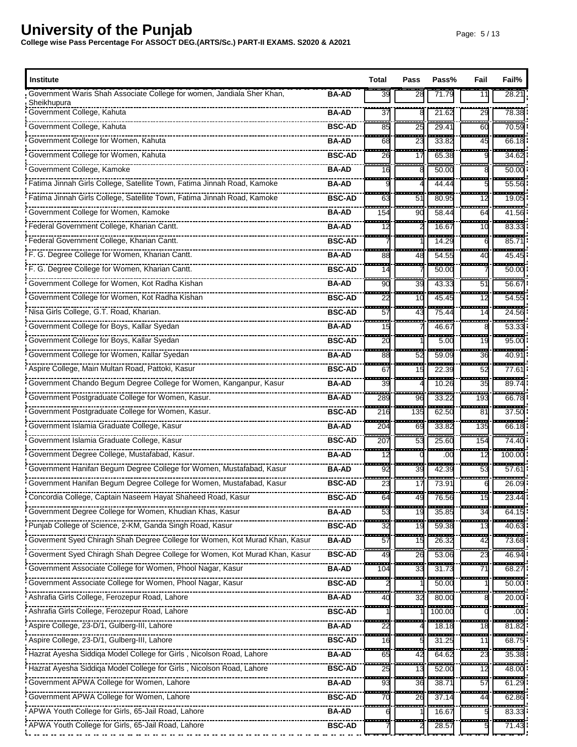# University of the Punjab

**College wise Pass Percentage For ASSOCT DEG.(ARTS/Sc.) PART-II EXAMS. S2020 & A2021**

| Institute | | Total | Pass | Pass% | Fail | Fail% |
|---|---|---|---|---|---|---|
| Government Waris Shah Associate College for women, Jandiala Sher Khan, Sheikhupura | BA-AD | 39 | 28 | 71.79 | 11 | 28.21 |
| Government College, Kahuta | BA-AD | 37 | 8 | 21.62 | 29 | 78.38 |
| Government College, Kahuta | BSC-AD | 85 | 25 | 29.41 | 60 | 70.59 |
| Government College for Women, Kahuta | BA-AD | 68 | 23 | 33.82 | 45 | 66.18 |
| Government College for Women, Kahuta | BSC-AD | 26 | 17 | 65.38 | 9 | 34.62 |
| Government College, Kamoke | BA-AD | 16 | 8 | 50.00 | 8 | 50.00 |
| Fatima Jinnah Girls College, Satellite Town, Fatima Jinnah Road, Kamoke | BA-AD | 9 | 4 | 44.44 | 5 | 55.56 |
| Fatima Jinnah Girls College, Satellite Town, Fatima Jinnah Road, Kamoke | BSC-AD | 63 | 51 | 80.95 | 12 | 19.05 |
| Government College for Women, Kamoke | BA-AD | 154 | 90 | 58.44 | 64 | 41.56 |
| Federal Government College, Kharian Cantt. | BA-AD | 12 | 2 | 16.67 | 10 | 83.33 |
| Federal Government College, Kharian Cantt. | BSC-AD | 7 | 1 | 14.29 | 6 | 85.71 |
| F. G. Degree College for Women, Kharian Cantt. | BA-AD | 88 | 48 | 54.55 | 40 | 45.45 |
| F. G. Degree College for Women, Kharian Cantt. | BSC-AD | 14 | 7 | 50.00 | 7 | 50.00 |
| Government College for Women, Kot Radha Kishan | BA-AD | 90 | 39 | 43.33 | 51 | 56.67 |
| Government College for Women, Kot Radha Kishan | BSC-AD | 22 | 10 | 45.45 | 12 | 54.55 |
| Nisa Girls College, G.T. Road, Kharian. | BSC-AD | 57 | 43 | 75.44 | 14 | 24.56 |
| Government College for Boys, Kallar Syedan | BA-AD | 15 | 7 | 46.67 | 8 | 53.33 |
| Government College for Boys, Kallar Syedan | BSC-AD | 20 | 1 | 5.00 | 19 | 95.00 |
| Government College for Women, Kallar Syedan | BA-AD | 88 | 52 | 59.09 | 36 | 40.91 |
| Aspire College, Main Multan Road, Pattoki, Kasur | BSC-AD | 67 | 15 | 22.39 | 52 | 77.61 |
| Government Chando Begum Degree College for Women, Kanganpur, Kasur | BA-AD | 39 | 4 | 10.26 | 35 | 89.74 |
| Government Postgraduate College for Women, Kasur. | BA-AD | 289 | 96 | 33.22 | 193 | 66.78 |
| Government Postgraduate College for Women, Kasur. | BSC-AD | 216 | 135 | 62.50 | 81 | 37.50 |
| Government Islamia Graduate College, Kasur | BA-AD | 204 | 69 | 33.82 | 135 | 66.18 |
| Government Islamia Graduate College, Kasur | BSC-AD | 207 | 53 | 25.60 | 154 | 74.40 |
| Government Degree College, Mustafabad, Kasur. | BA-AD | 12 | 0 | .00 | 12 | 100.00 |
| Government Hanifan Begum Degree College for Women, Mustafabad, Kasur | BA-AD | 92 | 39 | 42.39 | 53 | 57.61 |
| Government Hanifan Begum Degree College for Women, Mustafabad, Kasur | BSC-AD | 23 | 17 | 73.91 | 6 | 26.09 |
| Concordia College, Captain Naseem Hayat Shaheed Road, Kasur | BSC-AD | 64 | 49 | 76.56 | 15 | 23.44 |
| Government Degree College for Women, Khudian Khas, Kasur | BA-AD | 53 | 19 | 35.85 | 34 | 64.15 |
| Punjab College of Science, 2-KM, Ganda Singh Road, Kasur | BSC-AD | 32 | 19 | 59.38 | 13 | 40.63 |
| Goverment Syed Chiragh Shah Degree College for Women, Kot Murad Khan, Kasur | BA-AD | 57 | 15 | 26.32 | 42 | 73.68 |
| Goverment Syed Chiragh Shah Degree College for Women, Kot Murad Khan, Kasur | BSC-AD | 49 | 26 | 53.06 | 23 | 46.94 |
| Government Associate College for Women, Phool Nagar, Kasur | BA-AD | 104 | 33 | 31.73 | 71 | 68.27 |
| Government Associate College for Women, Phool Nagar, Kasur | BSC-AD | 2 | 1 | 50.00 | 1 | 50.00 |
| Ashrafia Girls College, Ferozepur Road, Lahore | BA-AD | 40 | 32 | 80.00 | 8 | 20.00 |
| Ashrafia Girls College, Ferozepur Road, Lahore | BSC-AD | 1 | 1 | 100.00 | 0 | .00 |
| Aspire College, 23-D/1, Gulberg-III, Lahore | BA-AD | 22 | 4 | 18.18 | 18 | 81.82 |
| Aspire College, 23-D/1, Gulberg-III, Lahore | BSC-AD | 16 | 5 | 31.25 | 11 | 68.75 |
| Hazrat Ayesha Siddiqa Model College for Girls , Nicolson Road, Lahore | BA-AD | 65 | 42 | 64.62 | 23 | 35.38 |
| Hazrat Ayesha Siddiqa Model College for Girls , Nicolson Road, Lahore | BSC-AD | 25 | 13 | 52.00 | 12 | 48.00 |
| Government APWA College for Women, Lahore | BA-AD | 93 | 36 | 38.71 | 57 | 61.29 |
| Government APWA College for Women, Lahore | BSC-AD | 70 | 26 | 37.14 | 44 | 62.86 |
| APWA Youth College for Girls, 65-Jail Road, Lahore | BA-AD | 6 | 1 | 16.67 | 5 | 83.33 |
| APWA Youth College for Girls, 65-Jail Road, Lahore | BSC-AD | 7 | 2 | 28.57 | 5 | 71.43 |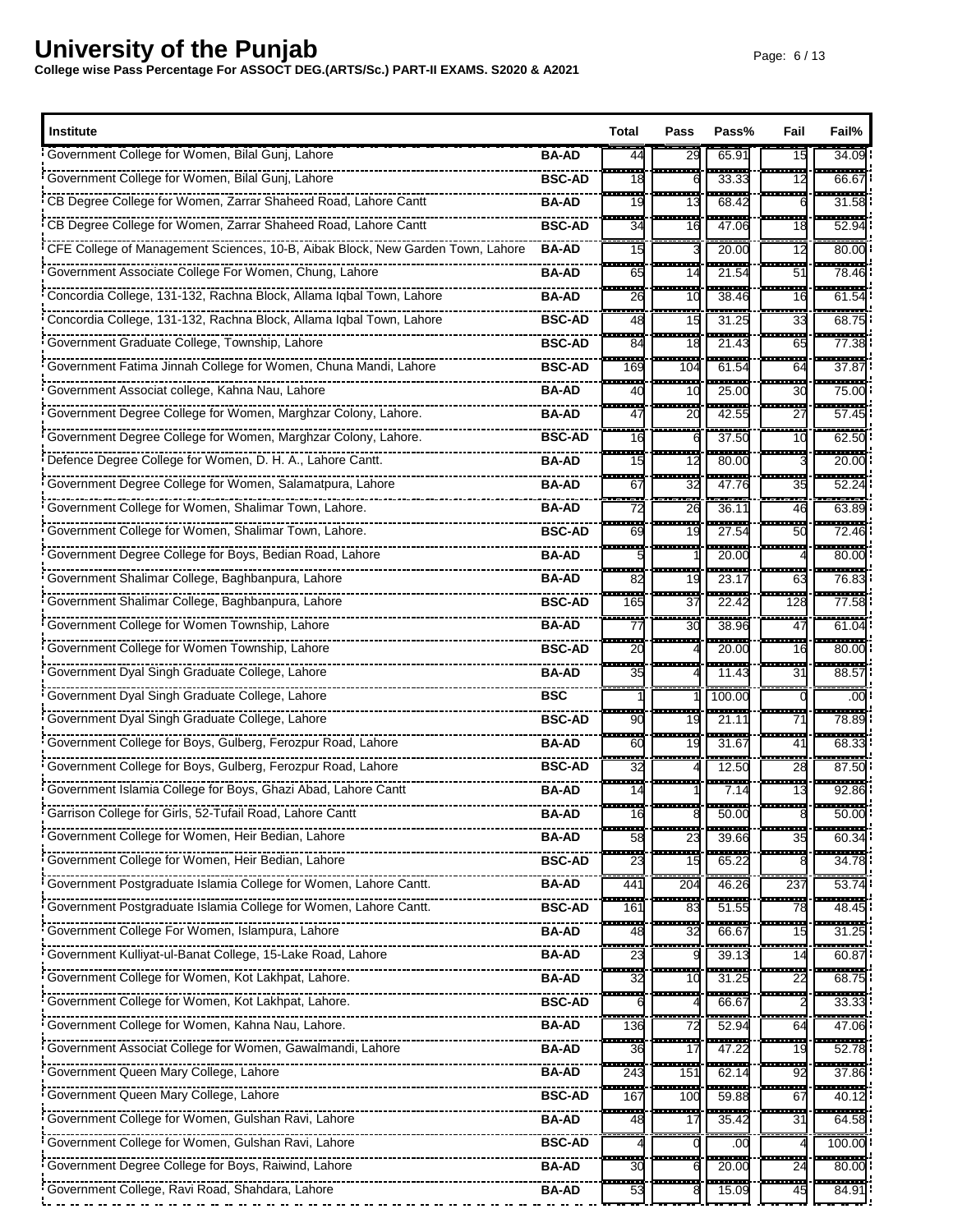# University of the Punjab

**College wise Pass Percentage For ASSOCT DEG.(ARTS/Sc.) PART-II EXAMS. S2020 & A2021**

| Institute | | Total | Pass | Pass% | Fail | Fail% |
|---|---|---|---|---|---|---|
| Government College for Women, Bilal Gunj, Lahore | BA-AD | 44 | 29 | 65.91 | 15 | 34.09 |
| Government College for Women, Bilal Gunj, Lahore | BSC-AD | 18 | 6 | 33.33 | 12 | 66.67 |
| CB Degree College for Women, Zarrar Shaheed Road, Lahore Cantt | BA-AD | 19 | 13 | 68.42 | 6 | 31.58 |
| CB Degree College for Women, Zarrar Shaheed Road, Lahore Cantt | BSC-AD | 34 | 16 | 47.06 | 18 | 52.94 |
| CFE College of Management Sciences, 10-B, Aibak Block, New Garden Town, Lahore | BA-AD | 15 | 3 | 20.00 | 12 | 80.00 |
| Government Associate College For Women, Chung, Lahore | BA-AD | 65 | 14 | 21.54 | 51 | 78.46 |
| Concordia College, 131-132, Rachna Block, Allama Iqbal Town, Lahore | BA-AD | 26 | 10 | 38.46 | 16 | 61.54 |
| Concordia College, 131-132, Rachna Block, Allama Iqbal Town, Lahore | BSC-AD | 48 | 15 | 31.25 | 33 | 68.75 |
| Government Graduate College, Township, Lahore | BSC-AD | 84 | 18 | 21.43 | 65 | 77.38 |
| Government Fatima Jinnah College for Women, Chuna Mandi, Lahore | BSC-AD | 169 | 104 | 61.54 | 64 | 37.87 |
| Government Associat college, Kahna Nau, Lahore | BA-AD | 40 | 10 | 25.00 | 30 | 75.00 |
| Government Degree College for Women, Marghzar Colony, Lahore. | BA-AD | 47 | 20 | 42.55 | 27 | 57.45 |
| Government Degree College for Women, Marghzar Colony, Lahore. | BSC-AD | 16 | 6 | 37.50 | 10 | 62.50 |
| Defence Degree College for Women, D. H. A., Lahore Cantt. | BA-AD | 15 | 12 | 80.00 | 3 | 20.00 |
| Government Degree College for Women, Salamatpura, Lahore | BA-AD | 67 | 32 | 47.76 | 35 | 52.24 |
| Government College for Women, Shalimar Town, Lahore. | BA-AD | 72 | 26 | 36.11 | 46 | 63.89 |
| Government College for Women, Shalimar Town, Lahore. | BSC-AD | 69 | 19 | 27.54 | 50 | 72.46 |
| Government Degree College for Boys, Bedian Road, Lahore | BA-AD | 5 | 1 | 20.00 | 4 | 80.00 |
| Government Shalimar College, Baghbanpura, Lahore | BA-AD | 82 | 19 | 23.17 | 63 | 76.83 |
| Government Shalimar College, Baghbanpura, Lahore | BSC-AD | 165 | 37 | 22.42 | 128 | 77.58 |
| Government College for Women Township, Lahore | BA-AD | 77 | 30 | 38.96 | 47 | 61.04 |
| Government College for Women Township, Lahore | BSC-AD | 20 | 4 | 20.00 | 16 | 80.00 |
| Government Dyal Singh Graduate College, Lahore | BA-AD | 35 | 4 | 11.43 | 31 | 88.57 |
| Government Dyal Singh Graduate College, Lahore | BSC | 1 | 1 | 100.00 | 0 | .00 |
| Government Dyal Singh Graduate College, Lahore | BSC-AD | 90 | 19 | 21.11 | 71 | 78.89 |
| Government College for Boys, Gulberg, Ferozpur Road, Lahore | BA-AD | 60 | 19 | 31.67 | 41 | 68.33 |
| Government College for Boys, Gulberg, Ferozpur Road, Lahore | BSC-AD | 32 | 4 | 12.50 | 28 | 87.50 |
| Government Islamia College for Boys, Ghazi Abad, Lahore Cantt | BA-AD | 14 | 1 | 7.14 | 13 | 92.86 |
| Garrison College for Girls, 52-Tufail Road, Lahore Cantt | BA-AD | 16 | 8 | 50.00 | 8 | 50.00 |
| Government College for Women, Heir Bedian, Lahore | BA-AD | 58 | 23 | 39.66 | 35 | 60.34 |
| Government College for Women, Heir Bedian, Lahore | BSC-AD | 23 | 15 | 65.22 | 8 | 34.78 |
| Government Postgraduate Islamia College for Women, Lahore Cantt. | BA-AD | 441 | 204 | 46.26 | 237 | 53.74 |
| Government Postgraduate Islamia College for Women, Lahore Cantt. | BSC-AD | 161 | 83 | 51.55 | 78 | 48.45 |
| Government College For Women, Islampura, Lahore | BA-AD | 48 | 32 | 66.67 | 15 | 31.25 |
| Government Kulliyat-ul-Banat College, 15-Lake Road, Lahore | BA-AD | 23 | 9 | 39.13 | 14 | 60.87 |
| Government College for Women, Kot Lakhpat, Lahore. | BA-AD | 32 | 10 | 31.25 | 22 | 68.75 |
| Government College for Women, Kot Lakhpat, Lahore. | BSC-AD | 6 | 4 | 66.67 | 2 | 33.33 |
| Government College for Women, Kahna Nau, Lahore. | BA-AD | 136 | 72 | 52.94 | 64 | 47.06 |
| Government Associat College for Women, Gawalmandi, Lahore | BA-AD | 36 | 17 | 47.22 | 19 | 52.78 |
| Government Queen Mary College, Lahore | BA-AD | 243 | 151 | 62.14 | 92 | 37.86 |
| Government Queen Mary College, Lahore | BSC-AD | 167 | 100 | 59.88 | 67 | 40.12 |
| Government College for Women, Gulshan Ravi, Lahore | BA-AD | 48 | 17 | 35.42 | 31 | 64.58 |
| Government College for Women, Gulshan Ravi, Lahore | BSC-AD | 4 | 0 | .00 | 4 | 100.00 |
| Government Degree College for Boys, Raiwind, Lahore | BA-AD | 30 | 6 | 20.00 | 24 | 80.00 |
| Government College, Ravi Road, Shahdara, Lahore | BA-AD | 53 | 8 | 15.09 | 45 | 84.91 |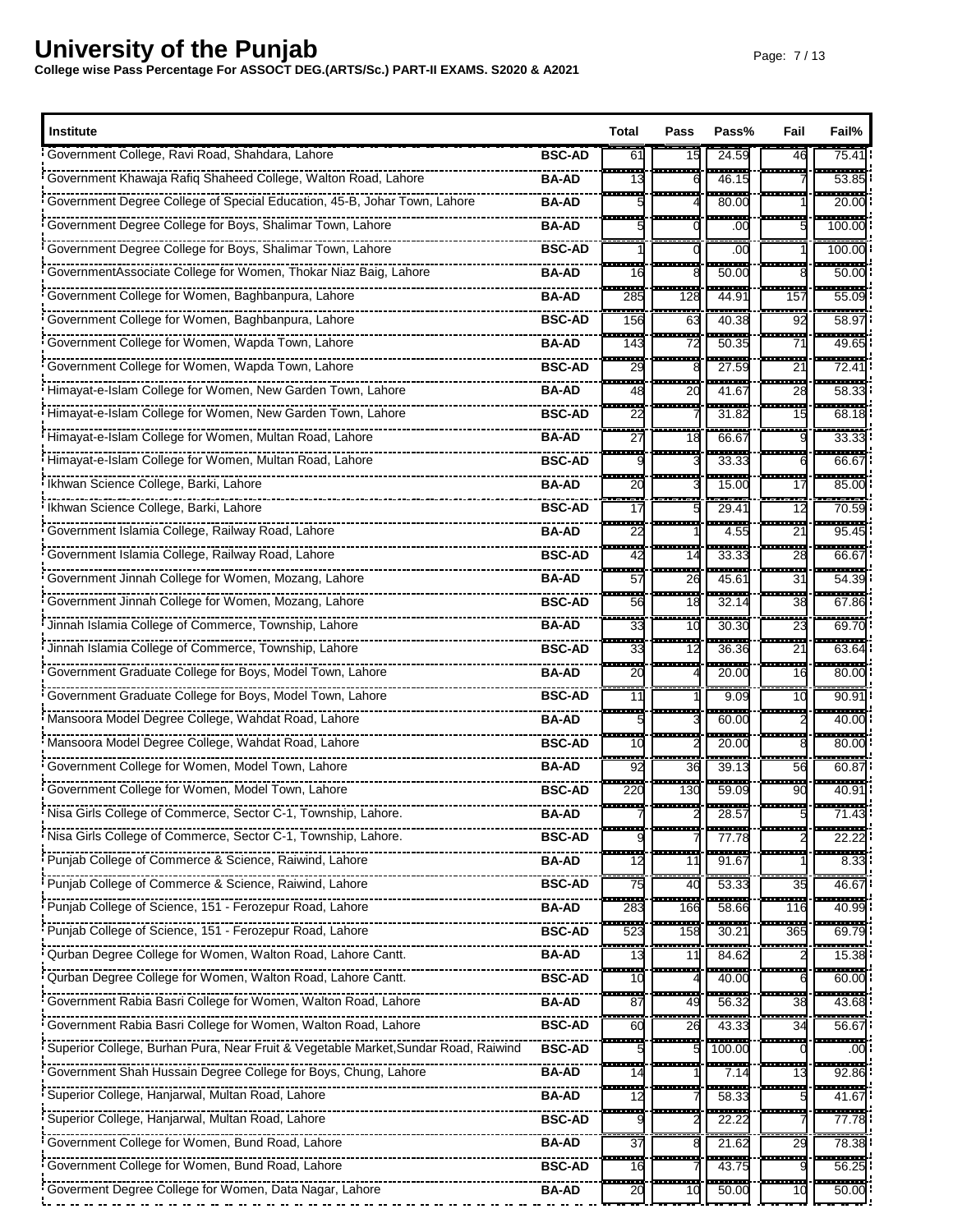# University of the Punjab

**College wise Pass Percentage For ASSOCT DEG.(ARTS/Sc.) PART-II EXAMS. S2020 & A2021**

| Institute | | Total | Pass | Pass% | Fail | Fail% |
|---|---|---|---|---|---|---|
| Government College, Ravi Road, Shahdara, Lahore | BSC-AD | 61 | 15 | 24.59 | 46 | 75.41 |
| Government Khawaja Rafiq Shaheed College, Walton Road, Lahore | BA-AD | 13 | 6 | 46.15 | 7 | 53.85 |
| Government Degree College of Special Education, 45-B, Johar Town, Lahore | BA-AD | 5 | 4 | 80.00 | 1 | 20.00 |
| Government Degree College for Boys, Shalimar Town, Lahore | BA-AD | 5 | 0 | .00 | 5 | 100.00 |
| Government Degree College for Boys, Shalimar Town, Lahore | BSC-AD | 1 | 0 | .00 | 1 | 100.00 |
| GovernmentAssociate College for Women, Thokar Niaz Baig, Lahore | BA-AD | 16 | 8 | 50.00 | 8 | 50.00 |
| Government College for Women, Baghbanpura, Lahore | BA-AD | 285 | 128 | 44.91 | 157 | 55.09 |
| Government College for Women, Baghbanpura, Lahore | BSC-AD | 156 | 63 | 40.38 | 92 | 58.97 |
| Government College for Women, Wapda Town, Lahore | BA-AD | 143 | 72 | 50.35 | 71 | 49.65 |
| Government College for Women, Wapda Town, Lahore | BSC-AD | 29 | 8 | 27.59 | 21 | 72.41 |
| Himayat-e-Islam College for Women, New Garden Town, Lahore | BA-AD | 48 | 20 | 41.67 | 28 | 58.33 |
| Himayat-e-Islam College for Women, New Garden Town, Lahore | BSC-AD | 22 | 7 | 31.82 | 15 | 68.18 |
| Himayat-e-Islam College for Women, Multan Road, Lahore | BA-AD | 27 | 18 | 66.67 | 9 | 33.33 |
| Himayat-e-Islam College for Women, Multan Road, Lahore | BSC-AD | 9 | 3 | 33.33 | 6 | 66.67 |
| Ikhwan Science College, Barki, Lahore | BA-AD | 20 | 3 | 15.00 | 17 | 85.00 |
| Ikhwan Science College, Barki, Lahore | BSC-AD | 17 | 5 | 29.41 | 12 | 70.59 |
| Government Islamia College, Railway Road, Lahore | BA-AD | 22 | 1 | 4.55 | 21 | 95.45 |
| Government Islamia College, Railway Road, Lahore | BSC-AD | 42 | 14 | 33.33 | 28 | 66.67 |
| Government Jinnah College for Women, Mozang, Lahore | BA-AD | 57 | 26 | 45.61 | 31 | 54.39 |
| Government Jinnah College for Women, Mozang, Lahore | BSC-AD | 56 | 18 | 32.14 | 38 | 67.86 |
| Jinnah Islamia College of Commerce, Township, Lahore | BA-AD | 33 | 10 | 30.30 | 23 | 69.70 |
| Jinnah Islamia College of Commerce, Township, Lahore | BSC-AD | 33 | 12 | 36.36 | 21 | 63.64 |
| Government Graduate College for Boys, Model Town, Lahore | BA-AD | 20 | 4 | 20.00 | 16 | 80.00 |
| Government Graduate College for Boys, Model Town, Lahore | BSC-AD | 11 | 1 | 9.09 | 10 | 90.91 |
| Mansoora Model Degree College, Wahdat Road, Lahore | BA-AD | 5 | 3 | 60.00 | 2 | 40.00 |
| Mansoora Model Degree College, Wahdat Road, Lahore | BSC-AD | 10 | 2 | 20.00 | 8 | 80.00 |
| Government College for Women, Model Town, Lahore | BA-AD | 92 | 36 | 39.13 | 56 | 60.87 |
| Government College for Women, Model Town, Lahore | BSC-AD | 220 | 130 | 59.09 | 90 | 40.91 |
| Nisa Girls College of Commerce, Sector C-1, Township, Lahore. | BA-AD | 7 | 2 | 28.57 | 5 | 71.43 |
| Nisa Girls College of Commerce, Sector C-1, Township, Lahore. | BSC-AD | 9 | 7 | 77.78 | 2 | 22.22 |
| Punjab College of Commerce & Science, Raiwind, Lahore | BA-AD | 12 | 11 | 91.67 | 1 | 8.33 |
| Punjab College of Commerce & Science, Raiwind, Lahore | BSC-AD | 75 | 40 | 53.33 | 35 | 46.67 |
| Punjab College of Science, 151 - Ferozepur Road, Lahore | BA-AD | 283 | 166 | 58.66 | 116 | 40.99 |
| Punjab College of Science, 151 - Ferozepur Road, Lahore | BSC-AD | 523 | 158 | 30.21 | 365 | 69.79 |
| Qurban Degree College for Women, Walton Road, Lahore Cantt. | BA-AD | 13 | 11 | 84.62 | 2 | 15.38 |
| Qurban Degree College for Women, Walton Road, Lahore Cantt. | BSC-AD | 10 | 4 | 40.00 | 6 | 60.00 |
| Government Rabia Basri College for Women, Walton Road, Lahore | BA-AD | 87 | 49 | 56.32 | 38 | 43.68 |
| Government Rabia Basri College for Women, Walton Road, Lahore | BSC-AD | 60 | 26 | 43.33 | 34 | 56.67 |
| Superior College, Burhan Pura, Near Fruit & Vegetable Market,Sundar Road, Raiwind | BSC-AD | 5 | 5 | 100.00 | 0 | .00 |
| Government Shah Hussain Degree College for Boys, Chung, Lahore | BA-AD | 14 | 1 | 7.14 | 13 | 92.86 |
| Superior College, Hanjarwal, Multan Road, Lahore | BA-AD | 12 | 7 | 58.33 | 5 | 41.67 |
| Superior College, Hanjarwal, Multan Road, Lahore | BSC-AD | 9 | 2 | 22.22 | 7 | 77.78 |
| Government College for Women, Bund Road, Lahore | BA-AD | 37 | 8 | 21.62 | 29 | 78.38 |
| Government College for Women, Bund Road, Lahore | BSC-AD | 16 | 7 | 43.75 | 9 | 56.25 |
| Goverment Degree College for Women, Data Nagar, Lahore | BA-AD | 20 | 10 | 50.00 | 10 | 50.00 |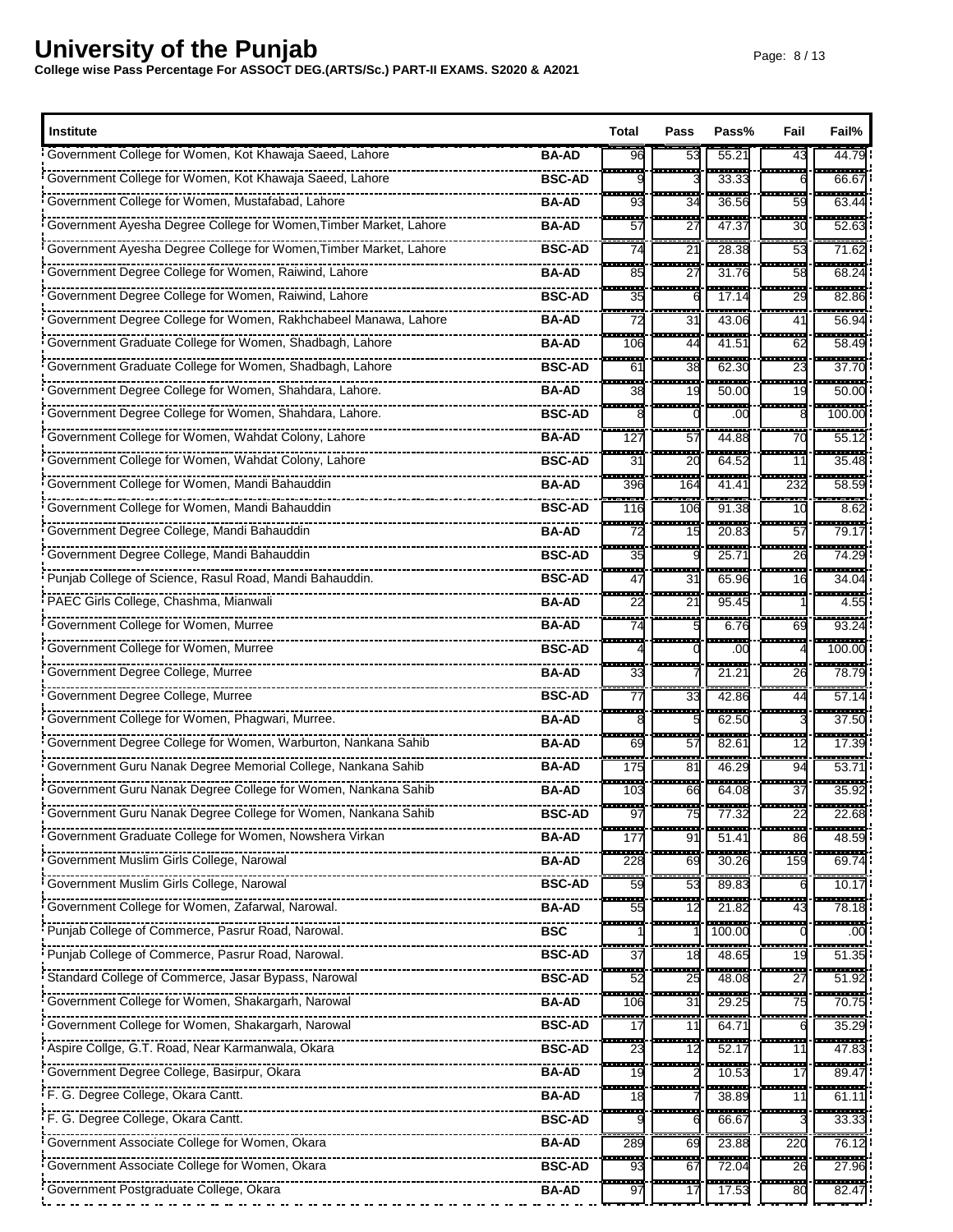# University of the Punjab

**College wise Pass Percentage For ASSOCT DEG.(ARTS/Sc.) PART-II EXAMS. S2020 & A2021**

| Institute | | Total | Pass | Pass% | Fail | Fail% |
|---|---|---|---|---|---|---|
| Government College for Women, Kot Khawaja Saeed, Lahore | BA-AD | 96 | 53 | 55.21 | 43 | 44.79 |
| Government College for Women, Kot Khawaja Saeed, Lahore | BSC-AD | 9 | 3 | 33.33 | 6 | 66.67 |
| Government College for Women, Mustafabad, Lahore | BA-AD | 93 | 34 | 36.56 | 59 | 63.44 |
| Government Ayesha Degree College for Women,Timber Market, Lahore | BA-AD | 57 | 27 | 47.37 | 30 | 52.63 |
| Government Ayesha Degree College for Women,Timber Market, Lahore | BSC-AD | 74 | 21 | 28.38 | 53 | 71.62 |
| Government Degree College for Women, Raiwind, Lahore | BA-AD | 85 | 27 | 31.76 | 58 | 68.24 |
| Government Degree College for Women, Raiwind, Lahore | BSC-AD | 35 | 6 | 17.14 | 29 | 82.86 |
| Government Degree College for Women, Rakhchabeel Manawa, Lahore | BA-AD | 72 | 31 | 43.06 | 41 | 56.94 |
| Government Graduate College for Women, Shadbagh, Lahore | BA-AD | 106 | 44 | 41.51 | 62 | 58.49 |
| Government Graduate College for Women, Shadbagh, Lahore | BSC-AD | 61 | 38 | 62.30 | 23 | 37.70 |
| Government Degree College for Women, Shahdara, Lahore. | BA-AD | 38 | 19 | 50.00 | 19 | 50.00 |
| Government Degree College for Women, Shahdara, Lahore. | BSC-AD | 8 | 0 | .00 | 8 | 100.00 |
| Government College for Women, Wahdat Colony, Lahore | BA-AD | 127 | 57 | 44.88 | 70 | 55.12 |
| Government College for Women, Wahdat Colony, Lahore | BSC-AD | 31 | 20 | 64.52 | 11 | 35.48 |
| Government College for Women, Mandi Bahauddin | BA-AD | 396 | 164 | 41.41 | 232 | 58.59 |
| Government College for Women, Mandi Bahauddin | BSC-AD | 116 | 106 | 91.38 | 10 | 8.62 |
| Government Degree College, Mandi Bahauddin | BA-AD | 72 | 15 | 20.83 | 57 | 79.17 |
| Government Degree College, Mandi Bahauddin | BSC-AD | 35 | 9 | 25.71 | 26 | 74.29 |
| Punjab College of Science, Rasul Road, Mandi Bahauddin. | BSC-AD | 47 | 31 | 65.96 | 16 | 34.04 |
| PAEC Girls College, Chashma, Mianwali | BA-AD | 22 | 21 | 95.45 | 1 | 4.55 |
| Government College for Women, Murree | BA-AD | 74 | 5 | 6.76 | 69 | 93.24 |
| Government College for Women, Murree | BSC-AD | 4 | 0 | .00 | 4 | 100.00 |
| Government Degree College, Murree | BA-AD | 33 | 7 | 21.21 | 26 | 78.79 |
| Government Degree College, Murree | BSC-AD | 77 | 33 | 42.86 | 44 | 57.14 |
| Government College for Women, Phagwari, Murree. | BA-AD | 8 | 5 | 62.50 | 3 | 37.50 |
| Government Degree College for Women, Warburton, Nankana Sahib | BA-AD | 69 | 57 | 82.61 | 12 | 17.39 |
| Government Guru Nanak Degree Memorial College, Nankana Sahib | BA-AD | 175 | 81 | 46.29 | 94 | 53.71 |
| Government Guru Nanak Degree College for Women, Nankana Sahib | BA-AD | 103 | 66 | 64.08 | 37 | 35.92 |
| Government Guru Nanak Degree College for Women, Nankana Sahib | BSC-AD | 97 | 75 | 77.32 | 22 | 22.68 |
| Government Graduate College for Women, Nowshera Virkan | BA-AD | 177 | 91 | 51.41 | 86 | 48.59 |
| Government Muslim Girls College, Narowal | BA-AD | 228 | 69 | 30.26 | 159 | 69.74 |
| Government Muslim Girls College, Narowal | BSC-AD | 59 | 53 | 89.83 | 6 | 10.17 |
| Government College for Women, Zafarwal, Narowal. | BA-AD | 55 | 12 | 21.82 | 43 | 78.18 |
| Punjab College of Commerce, Pasrur Road, Narowal. | BSC | 1 | 1 | 100.00 | 0 | .00 |
| Punjab College of Commerce, Pasrur Road, Narowal. | BSC-AD | 37 | 18 | 48.65 | 19 | 51.35 |
| Standard College of Commerce, Jasar Bypass, Narowal | BSC-AD | 52 | 25 | 48.08 | 27 | 51.92 |
| Government College for Women, Shakargarh, Narowal | BA-AD | 106 | 31 | 29.25 | 75 | 70.75 |
| Government College for Women, Shakargarh, Narowal | BSC-AD | 17 | 11 | 64.71 | 6 | 35.29 |
| Aspire Collge, G.T. Road, Near Karmanwala, Okara | BSC-AD | 23 | 12 | 52.17 | 11 | 47.83 |
| Government Degree College, Basirpur, Okara | BA-AD | 19 | 2 | 10.53 | 17 | 89.47 |
| F. G. Degree College, Okara Cantt. | BA-AD | 18 | 7 | 38.89 | 11 | 61.11 |
| F. G. Degree College, Okara Cantt. | BSC-AD | 9 | 6 | 66.67 | 3 | 33.33 |
| Government Associate College for Women, Okara | BA-AD | 289 | 69 | 23.88 | 220 | 76.12 |
| Government Associate College for Women, Okara | BSC-AD | 93 | 67 | 72.04 | 26 | 27.96 |
| Government Postgraduate College, Okara | BA-AD | 97 | 17 | 17.53 | 80 | 82.47 |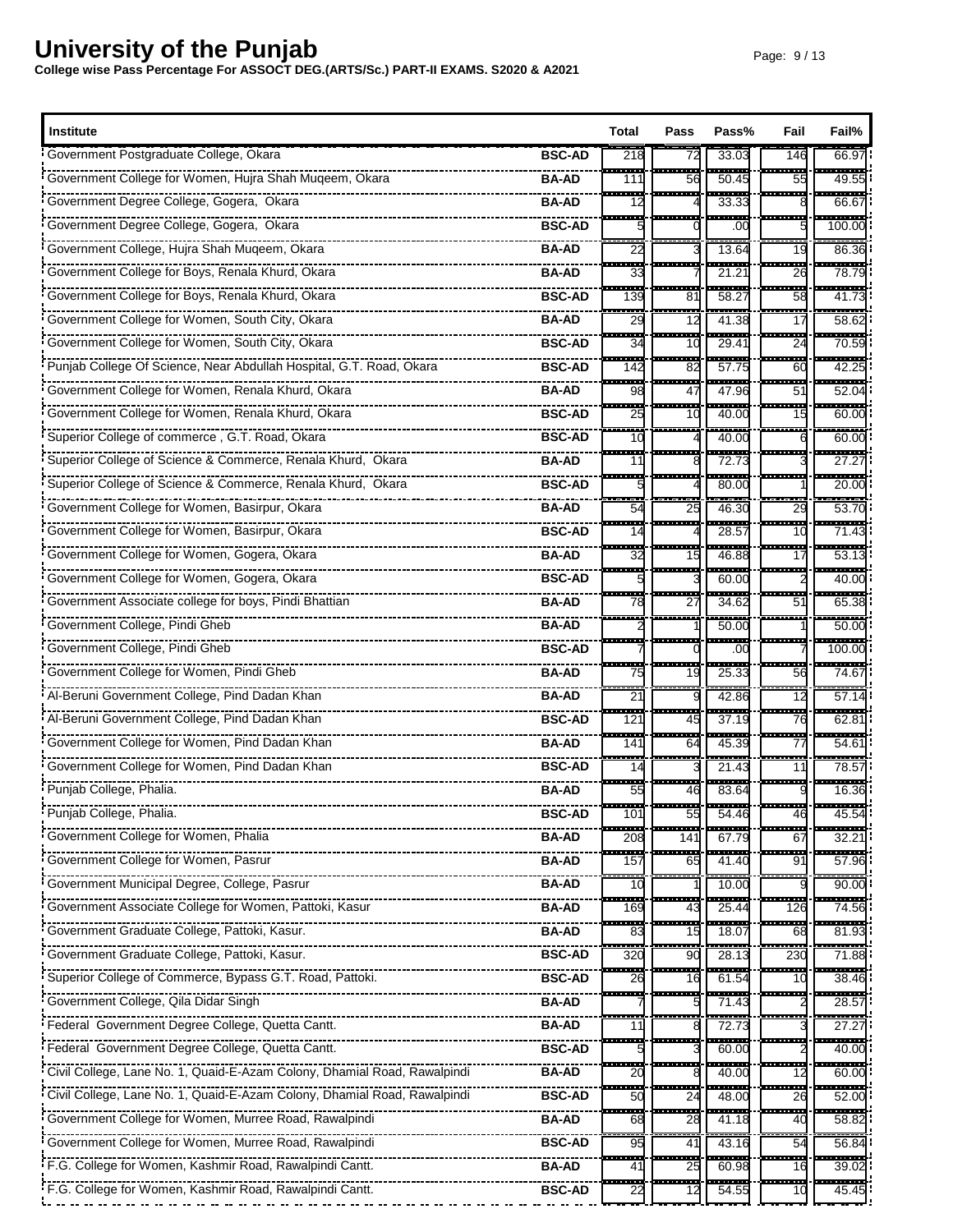# University of the Punjab

**College wise Pass Percentage For ASSOCT DEG.(ARTS/Sc.) PART-II EXAMS. S2020 & A2021**

| Institute | | Total | Pass | Pass% | Fail | Fail% |
|---|---|---|---|---|---|---|
| Government Postgraduate College, Okara | BSC-AD | 218 | 72 | 33.03 | 146 | 66.97 |
| Government College for Women, Hujra Shah Muqeem, Okara | BA-AD | 111 | 56 | 50.45 | 55 | 49.55 |
| Government Degree College, Gogera, Okara | BA-AD | 12 | 4 | 33.33 | 8 | 66.67 |
| Government Degree College, Gogera, Okara | BSC-AD | 5 | 0 | .00 | 5 | 100.00 |
| Government College, Hujra Shah Muqeem, Okara | BA-AD | 22 | 3 | 13.64 | 19 | 86.36 |
| Government College for Boys, Renala Khurd, Okara | BA-AD | 33 | 7 | 21.21 | 26 | 78.79 |
| Government College for Boys, Renala Khurd, Okara | BSC-AD | 139 | 81 | 58.27 | 58 | 41.73 |
| Government College for Women, South City, Okara | BA-AD | 29 | 12 | 41.38 | 17 | 58.62 |
| Government College for Women, South City, Okara | BSC-AD | 34 | 10 | 29.41 | 24 | 70.59 |
| Punjab College Of Science, Near Abdullah Hospital, G.T. Road, Okara | BSC-AD | 142 | 82 | 57.75 | 60 | 42.25 |
| Government College for Women, Renala Khurd, Okara | BA-AD | 98 | 47 | 47.96 | 51 | 52.04 |
| Government College for Women, Renala Khurd, Okara | BSC-AD | 25 | 10 | 40.00 | 15 | 60.00 |
| Superior College of commerce , G.T. Road, Okara | BSC-AD | 10 | 4 | 40.00 | 6 | 60.00 |
| Superior College of Science & Commerce, Renala Khurd, Okara | BA-AD | 11 | 8 | 72.73 | 3 | 27.27 |
| Superior College of Science & Commerce, Renala Khurd, Okara | BSC-AD | 5 | 4 | 80.00 | 1 | 20.00 |
| Government College for Women, Basirpur, Okara | BA-AD | 54 | 25 | 46.30 | 29 | 53.70 |
| Government College for Women, Basirpur, Okara | BSC-AD | 14 | 4 | 28.57 | 10 | 71.43 |
| Government College for Women, Gogera, Okara | BA-AD | 32 | 15 | 46.88 | 17 | 53.13 |
| Government College for Women, Gogera, Okara | BSC-AD | 5 | 3 | 60.00 | 2 | 40.00 |
| Government Associate college for boys, Pindi Bhattian | BA-AD | 78 | 27 | 34.62 | 51 | 65.38 |
| Government College, Pindi Gheb | BA-AD | 2 | 1 | 50.00 | 1 | 50.00 |
| Government College, Pindi Gheb | BSC-AD | 7 | 0 | .00 | 7 | 100.00 |
| Government College for Women, Pindi Gheb | BA-AD | 75 | 19 | 25.33 | 56 | 74.67 |
| Al-Beruni Government College, Pind Dadan Khan | BA-AD | 21 | 9 | 42.86 | 12 | 57.14 |
| Al-Beruni Government College, Pind Dadan Khan | BSC-AD | 121 | 45 | 37.19 | 76 | 62.81 |
| Government College for Women, Pind Dadan Khan | BA-AD | 141 | 64 | 45.39 | 77 | 54.61 |
| Government College for Women, Pind Dadan Khan | BSC-AD | 14 | 3 | 21.43 | 11 | 78.57 |
| Punjab College, Phalia. | BA-AD | 55 | 46 | 83.64 | 9 | 16.36 |
| Punjab College, Phalia. | BSC-AD | 101 | 55 | 54.46 | 46 | 45.54 |
| Government College for Women, Phalia | BA-AD | 208 | 141 | 67.79 | 67 | 32.21 |
| Government College for Women, Pasrur | BA-AD | 157 | 65 | 41.40 | 91 | 57.96 |
| Government Municipal Degree, College, Pasrur | BA-AD | 10 | 1 | 10.00 | 9 | 90.00 |
| Government Associate College for Women, Pattoki, Kasur | BA-AD | 169 | 43 | 25.44 | 126 | 74.56 |
| Government Graduate College, Pattoki, Kasur. | BA-AD | 83 | 15 | 18.07 | 68 | 81.93 |
| Government Graduate College, Pattoki, Kasur. | BSC-AD | 320 | 90 | 28.13 | 230 | 71.88 |
| Superior College of Commerce, Bypass G.T. Road, Pattoki. | BSC-AD | 26 | 16 | 61.54 | 10 | 38.46 |
| Government College, Qila Didar Singh | BA-AD | 7 | 5 | 71.43 | 2 | 28.57 |
| Federal Government Degree College, Quetta Cantt. | BA-AD | 11 | 8 | 72.73 | 3 | 27.27 |
| Federal Government Degree College, Quetta Cantt. | BSC-AD | 5 | 3 | 60.00 | 2 | 40.00 |
| Civil College, Lane No. 1, Quaid-E-Azam Colony, Dhamial Road, Rawalpindi | BA-AD | 20 | 8 | 40.00 | 12 | 60.00 |
| Civil College, Lane No. 1, Quaid-E-Azam Colony, Dhamial Road, Rawalpindi | BSC-AD | 50 | 24 | 48.00 | 26 | 52.00 |
| Government College for Women, Murree Road, Rawalpindi | BA-AD | 68 | 28 | 41.18 | 40 | 58.82 |
| Government College for Women, Murree Road, Rawalpindi | BSC-AD | 95 | 41 | 43.16 | 54 | 56.84 |
| F.G. College for Women, Kashmir Road, Rawalpindi Cantt. | BA-AD | 41 | 25 | 60.98 | 16 | 39.02 |
| F.G. College for Women, Kashmir Road, Rawalpindi Cantt. | BSC-AD | 22 | 12 | 54.55 | 10 | 45.45 |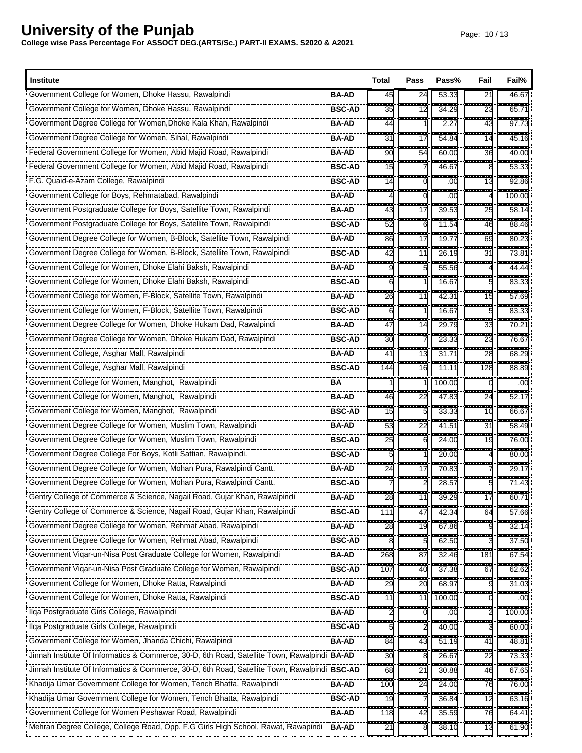# University of the Punjab

**College wise Pass Percentage For ASSOCT DEG.(ARTS/Sc.) PART-II EXAMS. S2020 & A2021**

| Institute | | Total | Pass | Pass% | Fail | Fail% |
|---|---|---|---|---|---|---|
| Government College for Women, Dhoke Hassu, Rawalpindi | BA-AD | 45 | 24 | 53.33 | 21 | 46.67 |
| Government College for Women, Dhoke Hassu, Rawalpindi | BSC-AD | 35 | 12 | 34.29 | 23 | 65.71 |
| Government Degree College for Women,Dhoke Kala Khan, Rawalpindi | BA-AD | 44 | 1 | 2.27 | 43 | 97.73 |
| Government Degree College for Women, Sihal, Rawalpindi | BA-AD | 31 | 17 | 54.84 | 14 | 45.16 |
| Federal Government College for Women, Abid Majid Road, Rawalpindi | BA-AD | 90 | 54 | 60.00 | 36 | 40.00 |
| Federal Government College for Women, Abid Majid Road, Rawalpindi | BSC-AD | 15 | 7 | 46.67 | 8 | 53.33 |
| F.G. Quaid-e-Azam College, Rawalpindi | BSC-AD | 14 | 0 | .00 | 13 | 92.86 |
| Government College for Boys, Rehmatabad, Rawalpindi | BA-AD | 4 | 0 | .00 | 4 | 100.00 |
| Government Postgraduate College for Boys, Satellite Town, Rawalpindi | BA-AD | 43 | 17 | 39.53 | 25 | 58.14 |
| Government Postgraduate College for Boys, Satellite Town, Rawalpindi | BSC-AD | 52 | 6 | 11.54 | 46 | 88.46 |
| Government Degree College for Women, B-Block, Satellite Town, Rawalpindi | BA-AD | 86 | 17 | 19.77 | 69 | 80.23 |
| Government Degree College for Women, B-Block, Satellite Town, Rawalpindi | BSC-AD | 42 | 11 | 26.19 | 31 | 73.81 |
| Government College for Women, Dhoke Elahi Baksh, Rawalpindi | BA-AD | 9 | 5 | 55.56 | 4 | 44.44 |
| Government College for Women, Dhoke Elahi Baksh, Rawalpindi | BSC-AD | 6 | 1 | 16.67 | 5 | 83.33 |
| Government College for Women, F-Block, Satellite Town, Rawalpindi | BA-AD | 26 | 11 | 42.31 | 15 | 57.69 |
| Government College for Women, F-Block, Satellite Town, Rawalpindi | BSC-AD | 6 | 1 | 16.67 | 5 | 83.33 |
| Government Degree College for Women, Dhoke Hukam Dad, Rawalpindi | BA-AD | 47 | 14 | 29.79 | 33 | 70.21 |
| Government Degree College for Women, Dhoke Hukam Dad, Rawalpindi | BSC-AD | 30 | 7 | 23.33 | 23 | 76.67 |
| Government College, Asghar Mall, Rawalpindi | BA-AD | 41 | 13 | 31.71 | 28 | 68.29 |
| Government College, Asghar Mall, Rawalpindi | BSC-AD | 144 | 16 | 11.11 | 128 | 88.89 |
| Government College for Women, Manghot, Rawalpindi | BA | 1 | 1 | 100.00 | 0 | .00 |
| Government College for Women, Manghot, Rawalpindi | BA-AD | 46 | 22 | 47.83 | 24 | 52.17 |
| Government College for Women, Manghot, Rawalpindi | BSC-AD | 15 | 5 | 33.33 | 10 | 66.67 |
| Government Degree College for Women, Muslim Town, Rawalpindi | BA-AD | 53 | 22 | 41.51 | 31 | 58.49 |
| Government Degree College for Women, Muslim Town, Rawalpindi | BSC-AD | 25 | 6 | 24.00 | 19 | 76.00 |
| Government Degree College For Boys, Kotli Sattian, Rawalpindi. | BSC-AD | 5 | 1 | 20.00 | 4 | 80.00 |
| Government Degree College for Women, Mohan Pura, Rawalpindi Cantt. | BA-AD | 24 | 17 | 70.83 | 7 | 29.17 |
| Government Degree College for Women, Mohan Pura, Rawalpindi Cantt. | BSC-AD | 7 | 2 | 28.57 | 5 | 71.43 |
| Gentry College of Commerce & Science, Nagail Road, Gujar Khan, Rawalpindi | BA-AD | 28 | 11 | 39.29 | 17 | 60.71 |
| Gentry College of Commerce & Science, Nagail Road, Gujar Khan, Rawalpindi | BSC-AD | 111 | 47 | 42.34 | 64 | 57.66 |
| Government Degree College for Women, Rehmat Abad, Rawalpindi | BA-AD | 28 | 19 | 67.86 | 9 | 32.14 |
| Government Degree College for Women, Rehmat Abad, Rawalpindi | BSC-AD | 8 | 5 | 62.50 | 3 | 37.50 |
| Government Viqar-un-Nisa Post Graduate College for Women, Rawalpindi | BA-AD | 268 | 87 | 32.46 | 181 | 67.54 |
| Government Viqar-un-Nisa Post Graduate College for Women, Rawalpindi | BSC-AD | 107 | 40 | 37.38 | 67 | 62.62 |
| Government College for Women, Dhoke Ratta, Rawalpindi | BA-AD | 29 | 20 | 68.97 | 9 | 31.03 |
| Government College for Women, Dhoke Ratta, Rawalpindi | BSC-AD | 11 | 11 | 100.00 | 0 | .00 |
| Ilqa Postgraduate Girls College, Rawalpindi | BA-AD | 2 | 0 | .00 | 2 | 100.00 |
| Ilqa Postgraduate Girls College, Rawalpindi | BSC-AD | 5 | 2 | 40.00 | 3 | 60.00 |
| Government College for Women, Jhanda Chichi, Rawalpindi | BA-AD | 84 | 43 | 51.19 | 41 | 48.81 |
| Jinnah Institute Of Informatics & Commerce, 30-D, 6th Road, Satellite Town, Rawalpindi | BA-AD | 30 | 8 | 26.67 | 22 | 73.33 |
| Jinnah Institute Of Informatics & Commerce, 30-D, 6th Road, Satellite Town, Rawalpindi | BSC-AD | 68 | 21 | 30.88 | 46 | 67.65 |
| Khadija Umar Government College for Women, Tench Bhatta, Rawalpindi | BA-AD | 100 | 24 | 24.00 | 76 | 76.00 |
| Khadija Umar Government College for Women, Tench Bhatta, Rawalpindi | BSC-AD | 19 | 7 | 36.84 | 12 | 63.16 |
| Government College for Women Peshawar Road, Rawalpindi | BA-AD | 118 | 42 | 35.59 | 76 | 64.41 |
| Mehran Degree College, College Road, Opp. F.G Girls High School, Rawat, Rawapindi | BA-AD | 21 | 8 | 38.10 | 13 | 61.90 |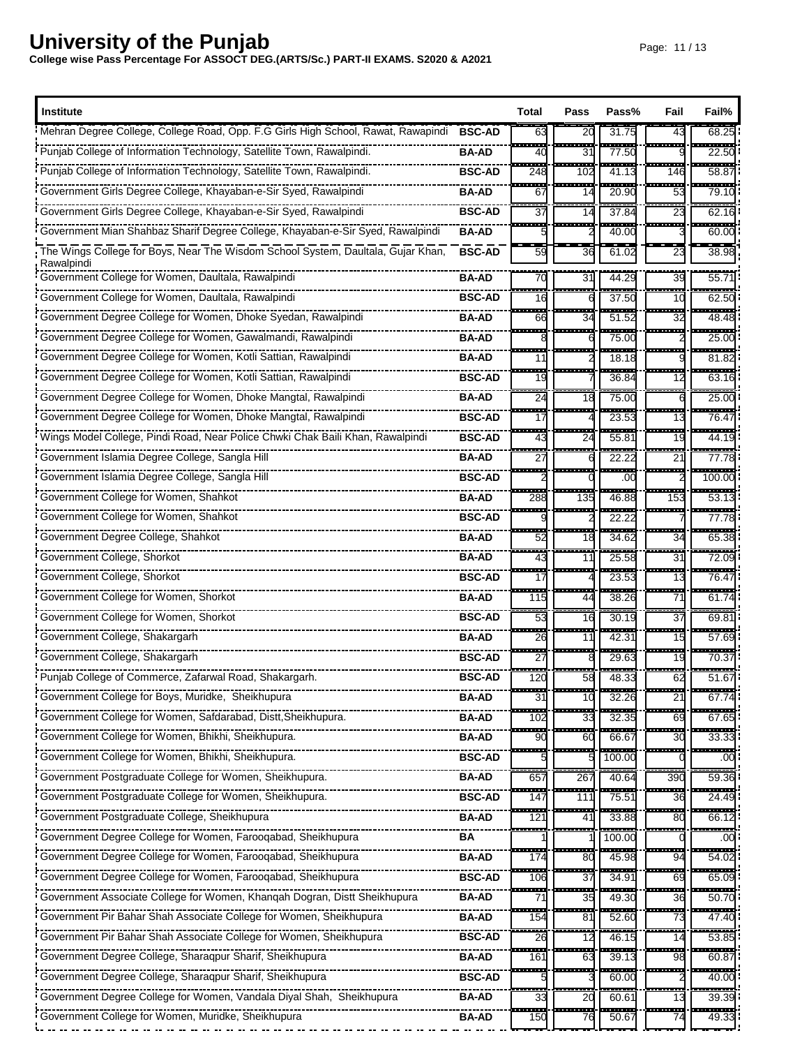# University of the Punjab

**College wise Pass Percentage For ASSOCT DEG.(ARTS/Sc.) PART-II EXAMS. S2020 & A2021**

| Institute | | Total | Pass | Pass% | Fail | Fail% |
|---|---|---|---|---|---|---|
| Mehran Degree College, College Road, Opp. F.G Girls High School, Rawat, Rawapindi | BSC-AD | 63 | 20 | 31.75 | 43 | 68.25 |
| Punjab College of Information Technology, Satellite Town, Rawalpindi. | BA-AD | 40 | 31 | 77.50 | 9 | 22.50 |
| Punjab College of Information Technology, Satellite Town, Rawalpindi. | BSC-AD | 248 | 102 | 41.13 | 146 | 58.87 |
| Government Girls Degree College, Khayaban-e-Sir Syed, Rawalpindi | BA-AD | 67 | 14 | 20.90 | 53 | 79.10 |
| Government Girls Degree College, Khayaban-e-Sir Syed, Rawalpindi | BSC-AD | 37 | 14 | 37.84 | 23 | 62.16 |
| Government Mian Shahbaz Sharif Degree College, Khayaban-e-Sir Syed, Rawalpindi | BA-AD | 5 | 2 | 40.00 | 3 | 60.00 |
| The Wings College for Boys, Near The Wisdom School System, Daultala, Gujar Khan, Rawalpindi | BSC-AD | 59 | 36 | 61.02 | 23 | 38.98 |
| Government College for Women, Daultala, Rawalpindi | BA-AD | 70 | 31 | 44.29 | 39 | 55.71 |
| Government College for Women, Daultala, Rawalpindi | BSC-AD | 16 | 6 | 37.50 | 10 | 62.50 |
| Government Degree College for Women, Dhoke Syedan, Rawalpindi | BA-AD | 66 | 34 | 51.52 | 32 | 48.48 |
| Government Degree College for Women, Gawalmandi, Rawalpindi | BA-AD | 8 | 6 | 75.00 | 2 | 25.00 |
| Government Degree College for Women, Kotli Sattian, Rawalpindi | BA-AD | 11 | 2 | 18.18 | 9 | 81.82 |
| Government Degree College for Women, Kotli Sattian, Rawalpindi | BSC-AD | 19 | 7 | 36.84 | 12 | 63.16 |
| Government Degree College for Women, Dhoke Mangtal, Rawalpindi | BA-AD | 24 | 18 | 75.00 | 6 | 25.00 |
| Government Degree College for Women, Dhoke Mangtal, Rawalpindi | BSC-AD | 17 | 4 | 23.53 | 13 | 76.47 |
| Wings Model College, Pindi Road, Near Police Chwki Chak Baili Khan, Rawalpindi | BSC-AD | 43 | 24 | 55.81 | 19 | 44.19 |
| Government Islamia Degree College, Sangla Hill | BA-AD | 27 | 6 | 22.22 | 21 | 77.78 |
| Government Islamia Degree College, Sangla Hill | BSC-AD | 2 | 0 | .00 | 2 | 100.00 |
| Government College for Women, Shahkot | BA-AD | 288 | 135 | 46.88 | 153 | 53.13 |
| Government College for Women, Shahkot | BSC-AD | 9 | 2 | 22.22 | 7 | 77.78 |
| Government Degree College, Shahkot | BA-AD | 52 | 18 | 34.62 | 34 | 65.38 |
| Government College, Shorkot | BA-AD | 43 | 11 | 25.58 | 31 | 72.09 |
| Government College, Shorkot | BSC-AD | 17 | 4 | 23.53 | 13 | 76.47 |
| Government College for Women, Shorkot | BA-AD | 115 | 44 | 38.26 | 71 | 61.74 |
| Government College for Women, Shorkot | BSC-AD | 53 | 16 | 30.19 | 37 | 69.81 |
| Government College, Shakargarh | BA-AD | 26 | 11 | 42.31 | 15 | 57.69 |
| Government College, Shakargarh | BSC-AD | 27 | 8 | 29.63 | 19 | 70.37 |
| Punjab College of Commerce, Zafarwal Road, Shakargarh. | BSC-AD | 120 | 58 | 48.33 | 62 | 51.67 |
| Government College for Boys, Muridke, Sheikhupura | BA-AD | 31 | 10 | 32.26 | 21 | 67.74 |
| Government College for Women, Safdarabad, Distt,Sheikhupura. | BA-AD | 102 | 33 | 32.35 | 69 | 67.65 |
| Government College for Women, Bhikhi, Sheikhupura. | BA-AD | 90 | 60 | 66.67 | 30 | 33.33 |
| Government College for Women, Bhikhi, Sheikhupura. | BSC-AD | 5 | 5 | 100.00 | 0 | .00 |
| Government Postgraduate College for Women, Sheikhupura. | BA-AD | 657 | 267 | 40.64 | 390 | 59.36 |
| Government Postgraduate College for Women, Sheikhupura. | BSC-AD | 147 | 111 | 75.51 | 36 | 24.49 |
| Government Postgraduate College, Sheikhupura | BA-AD | 121 | 41 | 33.88 | 80 | 66.12 |
| Government Degree College for Women, Farooqabad, Sheikhupura | BA | 1 | 1 | 100.00 | 0 | .00 |
| Government Degree College for Women, Farooqabad, Sheikhupura | BA-AD | 174 | 80 | 45.98 | 94 | 54.02 |
| Government Degree College for Women, Farooqabad, Sheikhupura | BSC-AD | 106 | 37 | 34.91 | 69 | 65.09 |
| Government Associate College for Women, Khanqah Dogran, Distt Sheikhupura | BA-AD | 71 | 35 | 49.30 | 36 | 50.70 |
| Government Pir Bahar Shah Associate College for Women, Sheikhupura | BA-AD | 154 | 81 | 52.60 | 73 | 47.40 |
| Government Pir Bahar Shah Associate College for Women, Sheikhupura | BSC-AD | 26 | 12 | 46.15 | 14 | 53.85 |
| Government Degree College, Sharaqpur Sharif, Sheikhupura | BA-AD | 161 | 63 | 39.13 | 98 | 60.87 |
| Government Degree College, Sharaqpur Sharif, Sheikhupura | BSC-AD | 5 | 3 | 60.00 | 2 | 40.00 |
| Government Degree College for Women, Vandala Diyal Shah, Sheikhupura | BA-AD | 33 | 20 | 60.61 | 13 | 39.39 |
| Government College for Women, Muridke, Sheikhupura | BA-AD | 150 | 76 | 50.67 | 74 | 49.33 |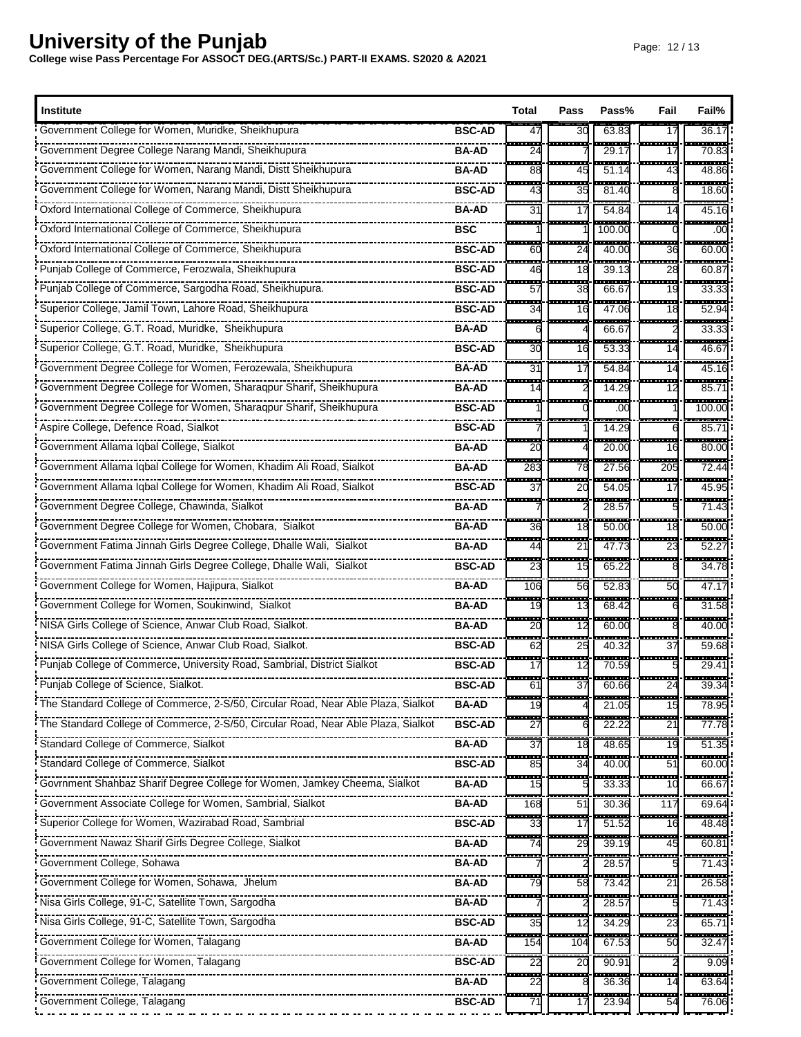# University of the Punjab

**College wise Pass Percentage For ASSOCT DEG.(ARTS/Sc.) PART-II EXAMS. S2020 & A2021**

| Institute | | Total | Pass | Pass% | Fail | Fail% |
|---|---|---|---|---|---|---|
| Government College for Women, Muridke, Sheikhupura | BSC-AD | 47 | 30 | 63.83 | 17 | 36.17 |
| Government Degree College Narang Mandi, Sheikhupura | BA-AD | 24 | 7 | 29.17 | 17 | 70.83 |
| Government College for Women, Narang Mandi, Distt Sheikhupura | BA-AD | 88 | 45 | 51.14 | 43 | 48.86 |
| Government College for Women, Narang Mandi, Distt Sheikhupura | BSC-AD | 43 | 35 | 81.40 | 8 | 18.60 |
| Oxford International College of Commerce, Sheikhupura | BA-AD | 31 | 17 | 54.84 | 14 | 45.16 |
| Oxford International College of Commerce, Sheikhupura | BSC | 1 | 1 | 100.00 | 0 | .00 |
| Oxford International College of Commerce, Sheikhupura | BSC-AD | 60 | 24 | 40.00 | 36 | 60.00 |
| Punjab College of Commerce, Ferozwala, Sheikhupura | BSC-AD | 46 | 18 | 39.13 | 28 | 60.87 |
| Punjab College of Commerce, Sargodha Road, Sheikhupura. | BSC-AD | 57 | 38 | 66.67 | 19 | 33.33 |
| Superior College, Jamil Town, Lahore Road, Sheikhupura | BSC-AD | 34 | 16 | 47.06 | 18 | 52.94 |
| Superior College, G.T. Road, Muridke, Sheikhupura | BA-AD | 6 | 4 | 66.67 | 2 | 33.33 |
| Superior College, G.T. Road, Muridke, Sheikhupura | BSC-AD | 30 | 16 | 53.33 | 14 | 46.67 |
| Government Degree College for Women, Ferozewala, Sheikhupura | BA-AD | 31 | 17 | 54.84 | 14 | 45.16 |
| Government Degree College for Women, Sharaqpur Sharif, Sheikhupura | BA-AD | 14 | 2 | 14.29 | 12 | 85.71 |
| Government Degree College for Women, Sharaqpur Sharif, Sheikhupura | BSC-AD | 1 | 0 | .00 | 1 | 100.00 |
| Aspire College, Defence Road, Sialkot | BSC-AD | 7 | 1 | 14.29 | 6 | 85.71 |
| Government Allama Iqbal College, Sialkot | BA-AD | 20 | 4 | 20.00 | 16 | 80.00 |
| Government Allama Iqbal College for Women, Khadim Ali Road, Sialkot | BA-AD | 283 | 78 | 27.56 | 205 | 72.44 |
| Government Allama Iqbal College for Women, Khadim Ali Road, Sialkot | BSC-AD | 37 | 20 | 54.05 | 17 | 45.95 |
| Government Degree College, Chawinda, Sialkot | BA-AD | 7 | 2 | 28.57 | 5 | 71.43 |
| Government Degree College for Women, Chobara, Sialkot | BA-AD | 36 | 18 | 50.00 | 18 | 50.00 |
| Government Fatima Jinnah Girls Degree College, Dhalle Wali, Sialkot | BA-AD | 44 | 21 | 47.73 | 23 | 52.27 |
| Government Fatima Jinnah Girls Degree College, Dhalle Wali, Sialkot | BSC-AD | 23 | 15 | 65.22 | 8 | 34.78 |
| Government College for Women, Hajipura, Sialkot | BA-AD | 106 | 56 | 52.83 | 50 | 47.17 |
| Government College for Women, Soukinwind, Sialkot | BA-AD | 19 | 13 | 68.42 | 6 | 31.58 |
| NISA Girls College of Science, Anwar Club Road, Sialkot. | BA-AD | 20 | 12 | 60.00 | 8 | 40.00 |
| NISA Girls College of Science, Anwar Club Road, Sialkot. | BSC-AD | 62 | 25 | 40.32 | 37 | 59.68 |
| Punjab College of Commerce, University Road, Sambrial, District Sialkot | BSC-AD | 17 | 12 | 70.59 | 5 | 29.41 |
| Punjab College of Science, Sialkot. | BSC-AD | 61 | 37 | 60.66 | 24 | 39.34 |
| The Standard College of Commerce, 2-S/50, Circular Road, Near Able Plaza, Sialkot | BA-AD | 19 | 4 | 21.05 | 15 | 78.95 |
| The Standard College of Commerce, 2-S/50, Circular Road, Near Able Plaza, Sialkot | BSC-AD | 27 | 6 | 22.22 | 21 | 77.78 |
| Standard College of Commerce, Sialkot | BA-AD | 37 | 18 | 48.65 | 19 | 51.35 |
| Standard College of Commerce, Sialkot | BSC-AD | 85 | 34 | 40.00 | 51 | 60.00 |
| Govrnment Shahbaz Sharif Degree College for Women, Jamkey Cheema, Sialkot | BA-AD | 15 | 5 | 33.33 | 10 | 66.67 |
| Government Associate College for Women, Sambrial, Sialkot | BA-AD | 168 | 51 | 30.36 | 117 | 69.64 |
| Superior College for Women, Wazirabad Road, Sambrial | BSC-AD | 33 | 17 | 51.52 | 16 | 48.48 |
| Government Nawaz Sharif Girls Degree College, Sialkot | BA-AD | 74 | 29 | 39.19 | 45 | 60.81 |
| Government College, Sohawa | BA-AD | 7 | 2 | 28.57 | 5 | 71.43 |
| Government College for Women, Sohawa, Jhelum | BA-AD | 79 | 58 | 73.42 | 21 | 26.58 |
| Nisa Girls College, 91-C, Satellite Town, Sargodha | BA-AD | 7 | 2 | 28.57 | 5 | 71.43 |
| Nisa Girls College, 91-C, Satellite Town, Sargodha | BSC-AD | 35 | 12 | 34.29 | 23 | 65.71 |
| Government College for Women, Talagang | BA-AD | 154 | 104 | 67.53 | 50 | 32.47 |
| Government College for Women, Talagang | BSC-AD | 22 | 20 | 90.91 | 2 | 9.09 |
| Government College, Talagang | BA-AD | 22 | 8 | 36.36 | 14 | 63.64 |
| Government College, Talagang | BSC-AD | 71 | 17 | 23.94 | 54 | 76.06 |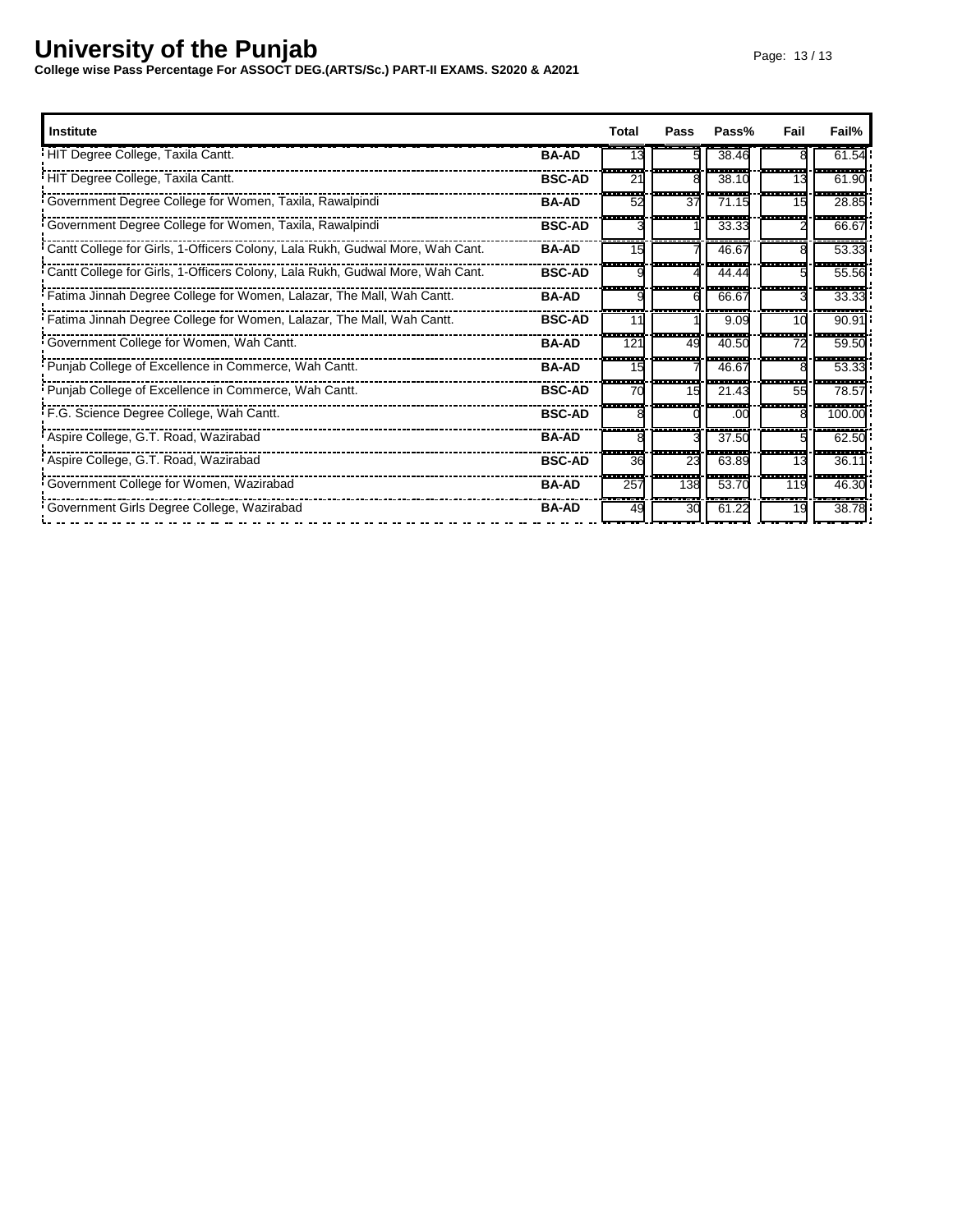# University of the Punjab

**College wise Pass Percentage For ASSOCT DEG.(ARTS/Sc.) PART-II EXAMS. S2020 & A2021**

| Institute | | Total | Pass | Pass% | Fail | Fail% |
|---|---|---|---|---|---|---|
| HIT Degree College, Taxila Cantt. | **BA-AD** | 13 | 5 | 38.46 | 8 | 61.54 |
| HIT Degree College, Taxila Cantt. | **BSC-AD** | 21 | 8 | 38.10 | 13 | 61.90 |
| Government Degree College for Women, Taxila, Rawalpindi | **BA-AD** | 52 | 37 | 71.15 | 15 | 28.85 |
| Government Degree College for Women, Taxila, Rawalpindi | **BSC-AD** | 3 | 1 | 33.33 | 2 | 66.67 |
| Cantt College for Girls, 1-Officers Colony, Lala Rukh, Gudwal More, Wah Cant. | **BA-AD** | 15 | 7 | 46.67 | 8 | 53.33 |
| Cantt College for Girls, 1-Officers Colony, Lala Rukh, Gudwal More, Wah Cant. | **BSC-AD** | 9 | 4 | 44.44 | 5 | 55.56 |
| Fatima Jinnah Degree College for Women, Lalazar, The Mall, Wah Cantt. | **BA-AD** | 9 | 6 | 66.67 | 3 | 33.33 |
| Fatima Jinnah Degree College for Women, Lalazar, The Mall, Wah Cantt. | **BSC-AD** | 11 | 1 | 9.09 | 10 | 90.91 |
| Government College for Women, Wah Cantt. | **BA-AD** | 121 | 49 | 40.50 | 72 | 59.50 |
| Punjab College of Excellence in Commerce, Wah Cantt. | **BA-AD** | 15 | 7 | 46.67 | 8 | 53.33 |
| Punjab College of Excellence in Commerce, Wah Cantt. | **BSC-AD** | 70 | 15 | 21.43 | 55 | 78.57 |
| F.G. Science Degree College, Wah Cantt. | **BSC-AD** | 8 | 0 | .00 | 8 | 100.00 |
| Aspire College, G.T. Road, Wazirabad | **BA-AD** | 8 | 3 | 37.50 | 5 | 62.50 |
| Aspire College, G.T. Road, Wazirabad | **BSC-AD** | 36 | 23 | 63.89 | 13 | 36.11 |
| Government College for Women, Wazirabad | **BA-AD** | 257 | 138 | 53.70 | 119 | 46.30 |
| Government Girls Degree College, Wazirabad | **BA-AD** | 49 | 30 | 61.22 | 19 | 38.78 |